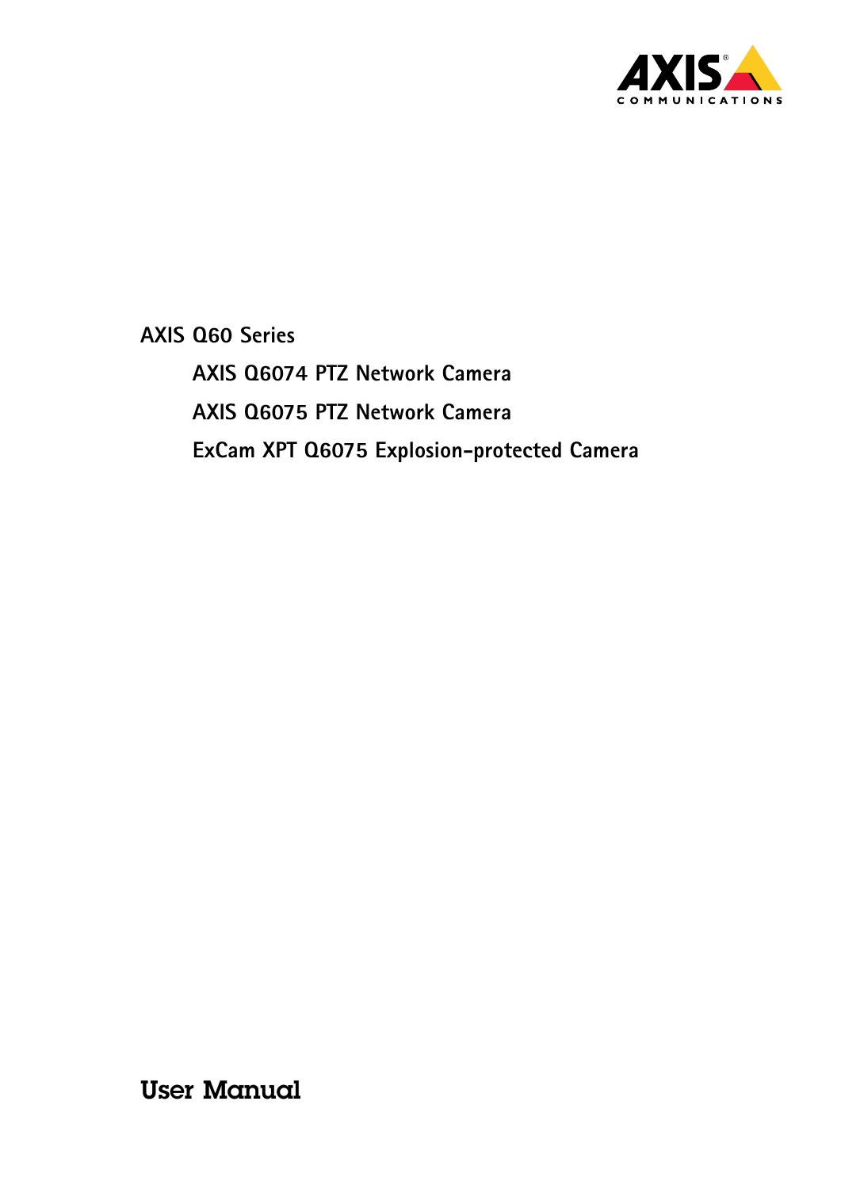AXIS Q60 Series

AXIS Q6074 PTZ Network Camera

AXIS Q6075 PTZ Network Camera

ExCam XPT Q6075 Explosion-protected Camera

# User Manual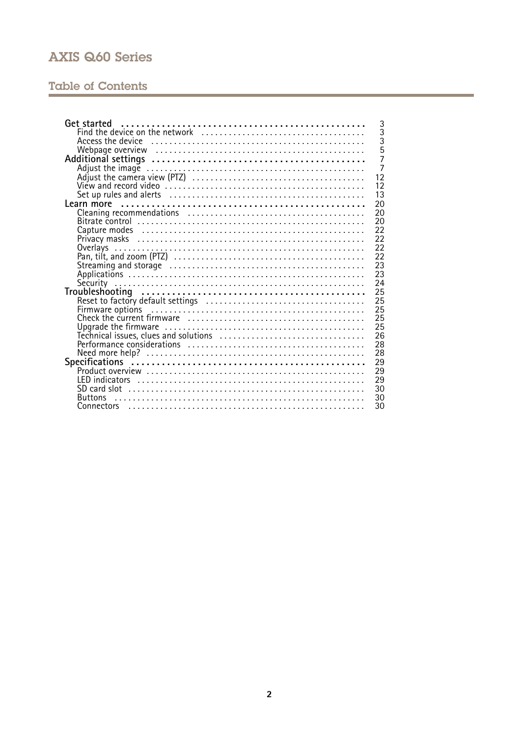# AXIS Q60 Series

## Table of Contents

**Get started** .......... 3
- Find the device on the network .......... 3
- Access the device .......... 3
- Webpage overview .......... 5

**Additional settings** .......... 7
- Adjust the image .......... 7
- Adjust the camera view (PTZ) .......... 12
- View and record video .......... 12
- Set up rules and alerts .......... 13

**Learn more** .......... 20
- Cleaning recommendations .......... 20
- Bitrate control .......... 20
- Capture modes .......... 22
- Privacy masks .......... 22
- Overlays .......... 22
- Pan, tilt, and zoom (PTZ) .......... 22
- Streaming and storage .......... 23
- Applications .......... 23
- Security .......... 24

**Troubleshooting** .......... 25
- Reset to factory default settings .......... 25
- Firmware options .......... 25
- Check the current firmware .......... 25
- Upgrade the firmware .......... 25
- Technical issues, clues and solutions .......... 26
- Performance considerations .......... 28
- Need more help? .......... 28

**Specifications** .......... 29
- Product overview .......... 29
- LED indicators .......... 29
- SD card slot .......... 30
- Buttons .......... 30
- Connectors .......... 30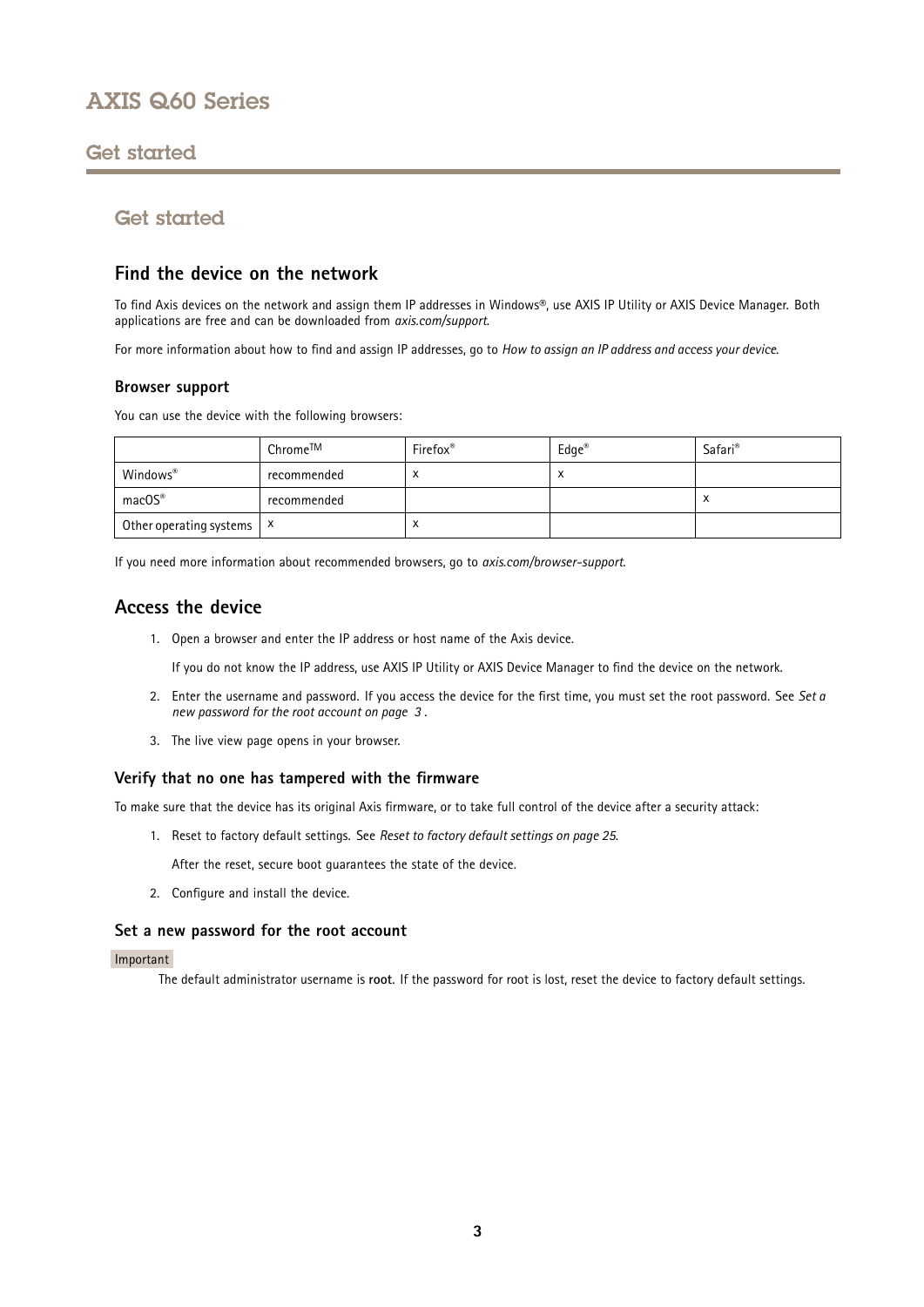# Get started

## Get started

### Find the device on the network

To find Axis devices on the network and assign them IP addresses in Windows®, use AXIS IP Utility or AXIS Device Manager. Both applications are free and can be downloaded from *axis.com/support*.

For more information about how to find and assign IP addresses, go to *How to assign an IP address and access your device*.

#### Browser support

You can use the device with the following browsers:

| | Chrome™ | Firefox® | Edge® | Safari® |
|---|---|---|---|---|
| Windows® | recommended | x | x | |
| macOS® | recommended | | | x |
| Other operating systems | x | x | | |

If you need more information about recommended browsers, go to *axis.com/browser-support*.

### Access the device

1. Open a browser and enter the IP address or host name of the Axis device.

   If you do not know the IP address, use AXIS IP Utility or AXIS Device Manager to find the device on the network.

2. Enter the username and password. If you access the device for the first time, you must set the root password. See *Set a new password for the root account on page 3* .

3. The live view page opens in your browser.

#### Verify that no one has tampered with the firmware

To make sure that the device has its original Axis firmware, or to take full control of the device after a security attack:

1. Reset to factory default settings. See *Reset to factory default settings on page 25*.

   After the reset, secure boot guarantees the state of the device.

2. Configure and install the device.

#### Set a new password for the root account

Important

The default administrator username is **root**. If the password for root is lost, reset the device to factory default settings.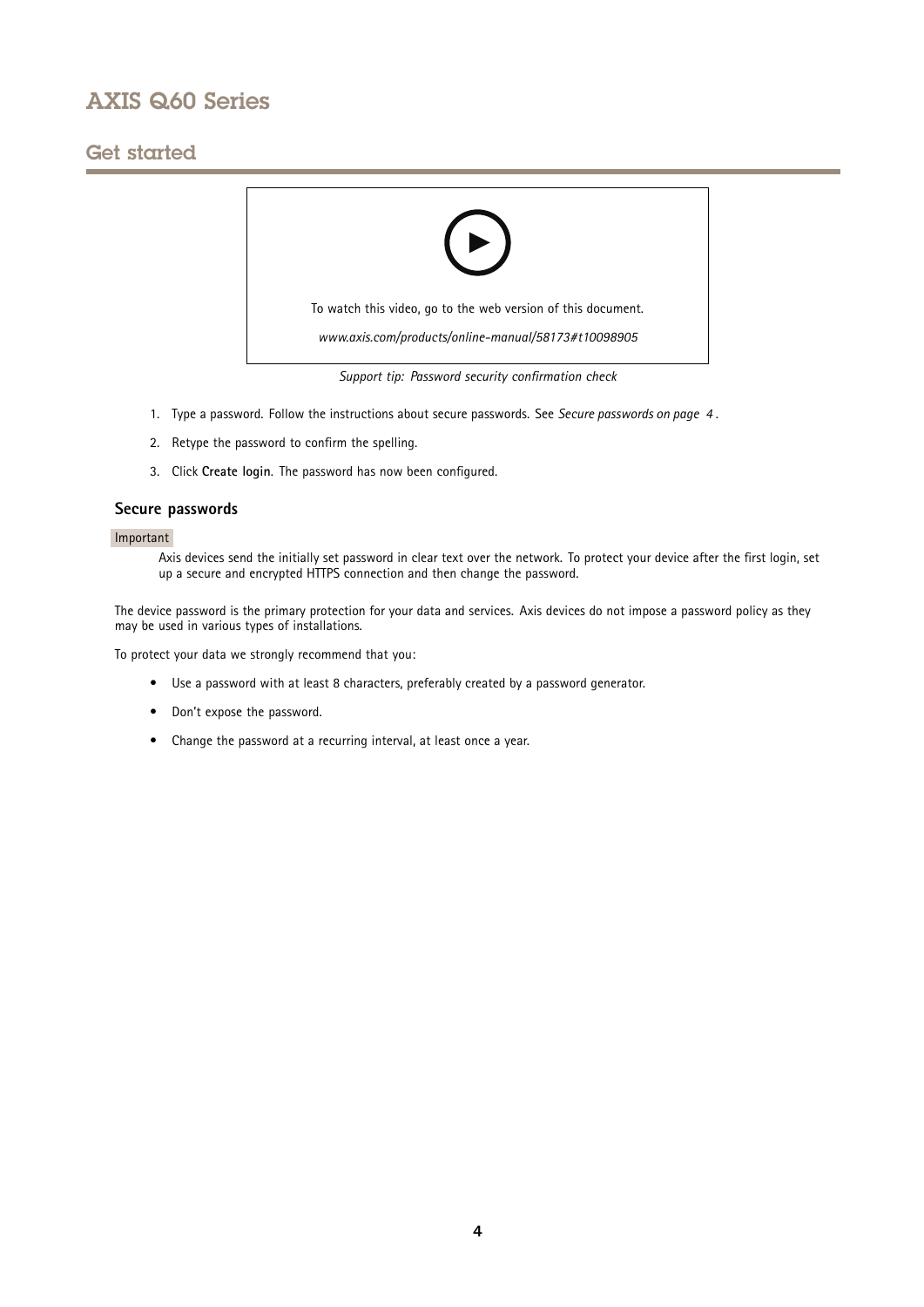## Get started

To watch this video, go to the web version of this document.

*www.axis.com/products/online-manual/58173#t10098905*

*Support tip: Password security confirmation check*

1. Type a password. Follow the instructions about secure passwords. See *Secure passwords on page 4* .
2. Retype the password to confirm the spelling.
3. Click **Create login**. The password has now been configured.

### Secure passwords

Important

Axis devices send the initially set password in clear text over the network. To protect your device after the first login, set up a secure and encrypted HTTPS connection and then change the password.

The device password is the primary protection for your data and services. Axis devices do not impose a password policy as they may be used in various types of installations.

To protect your data we strongly recommend that you:

- Use a password with at least 8 characters, preferably created by a password generator.
- Don't expose the password.
- Change the password at a recurring interval, at least once a year.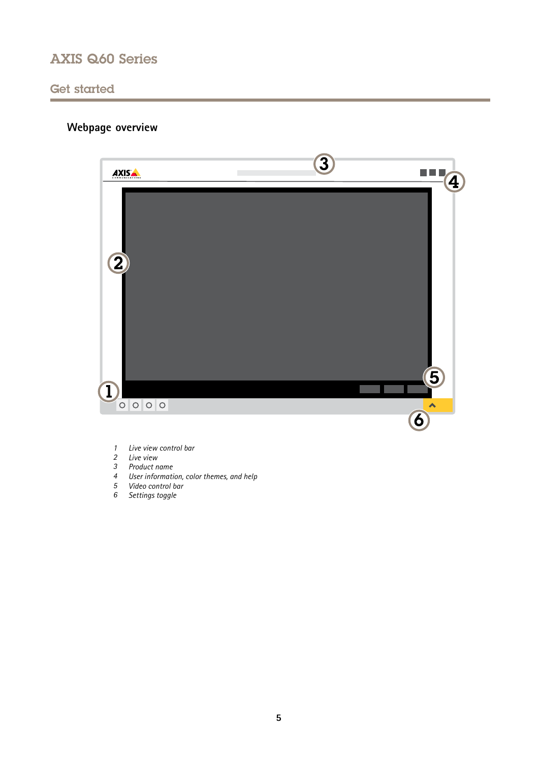## Webpage overview

1. Live view control bar
2. Live view
3. Product name
4. User information, color themes, and help
5. Video control bar
6. Settings toggle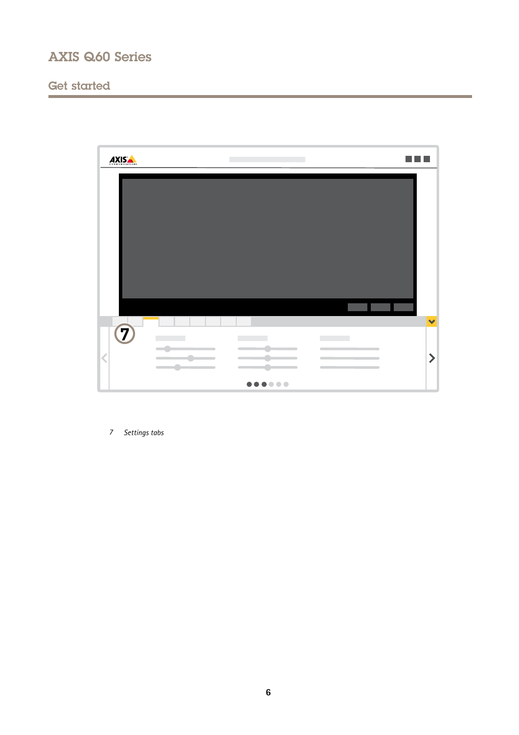7 *Settings tabs*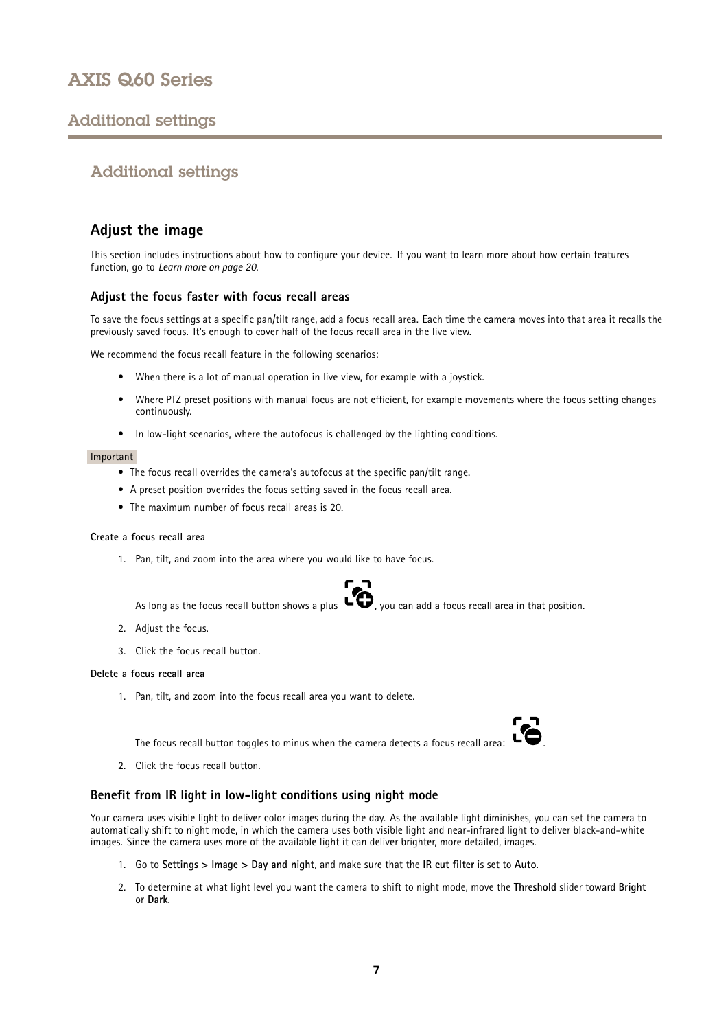# Additional settings

## Adjust the image

This section includes instructions about how to configure your device. If you want to learn more about how certain features function, go to *Learn more on page 20*.

### Adjust the focus faster with focus recall areas

To save the focus settings at a specific pan/tilt range, add a focus recall area. Each time the camera moves into that area it recalls the previously saved focus. It's enough to cover half of the focus recall area in the live view.

We recommend the focus recall feature in the following scenarios:

- When there is a lot of manual operation in live view, for example with a joystick.
- Where PTZ preset positions with manual focus are not efficient, for example movements where the focus setting changes continuously.
- In low-light scenarios, where the autofocus is challenged by the lighting conditions.

Important

- The focus recall overrides the camera's autofocus at the specific pan/tilt range.
- A preset position overrides the focus setting saved in the focus recall area.
- The maximum number of focus recall areas is 20.

#### Create a focus recall area

1. Pan, tilt, and zoom into the area where you would like to have focus.

   As long as the focus recall button shows a plus, you can add a focus recall area in that position.

2. Adjust the focus.
3. Click the focus recall button.

#### Delete a focus recall area

1. Pan, tilt, and zoom into the focus recall area you want to delete.

   The focus recall button toggles to minus when the camera detects a focus recall area: .

2. Click the focus recall button.

### Benefit from IR light in low-light conditions using night mode

Your camera uses visible light to deliver color images during the day. As the available light diminishes, you can set the camera to automatically shift to night mode, in which the camera uses both visible light and near-infrared light to deliver black-and-white images. Since the camera uses more of the available light it can deliver brighter, more detailed, images.

1. Go to **Settings > Image > Day and night**, and make sure that the **IR cut filter** is set to **Auto**.
2. To determine at what light level you want the camera to shift to night mode, move the **Threshold** slider toward **Bright** or **Dark**.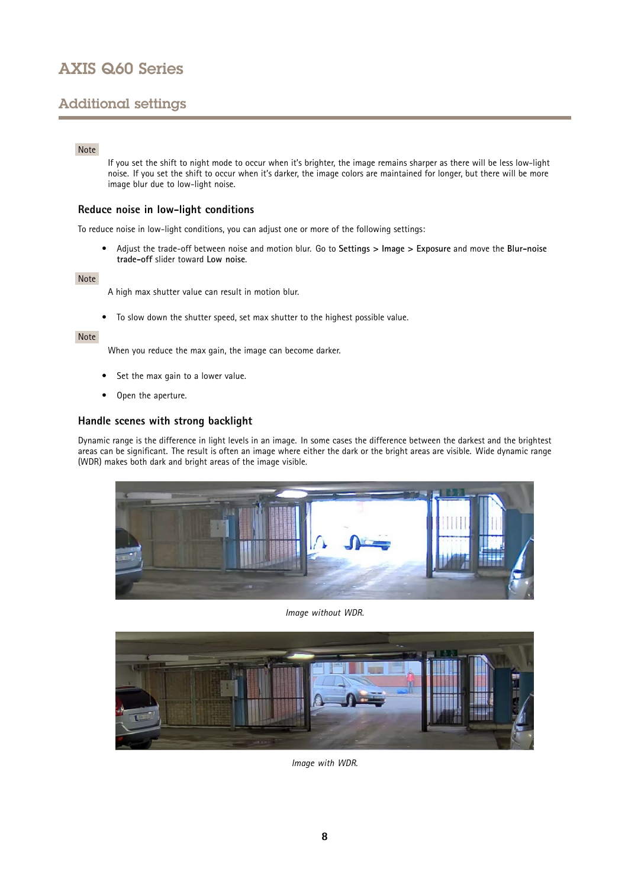## Additional settings

Note

If you set the shift to night mode to occur when it's brighter, the image remains sharper as there will be less low-light noise. If you set the shift to occur when it's darker, the image colors are maintained for longer, but there will be more image blur due to low-light noise.

### Reduce noise in low-light conditions

To reduce noise in low-light conditions, you can adjust one or more of the following settings:

- Adjust the trade-off between noise and motion blur. Go to **Settings > Image > Exposure** and move the **Blur-noise trade-off** slider toward **Low noise**.

Note

A high max shutter value can result in motion blur.

- To slow down the shutter speed, set max shutter to the highest possible value.

Note

When you reduce the max gain, the image can become darker.

- Set the max gain to a lower value.
- Open the aperture.

### Handle scenes with strong backlight

Dynamic range is the difference in light levels in an image. In some cases the difference between the darkest and the brightest areas can be significant. The result is often an image where either the dark or the bright areas are visible. Wide dynamic range (WDR) makes both dark and bright areas of the image visible.

*Image without WDR.*

*Image with WDR.*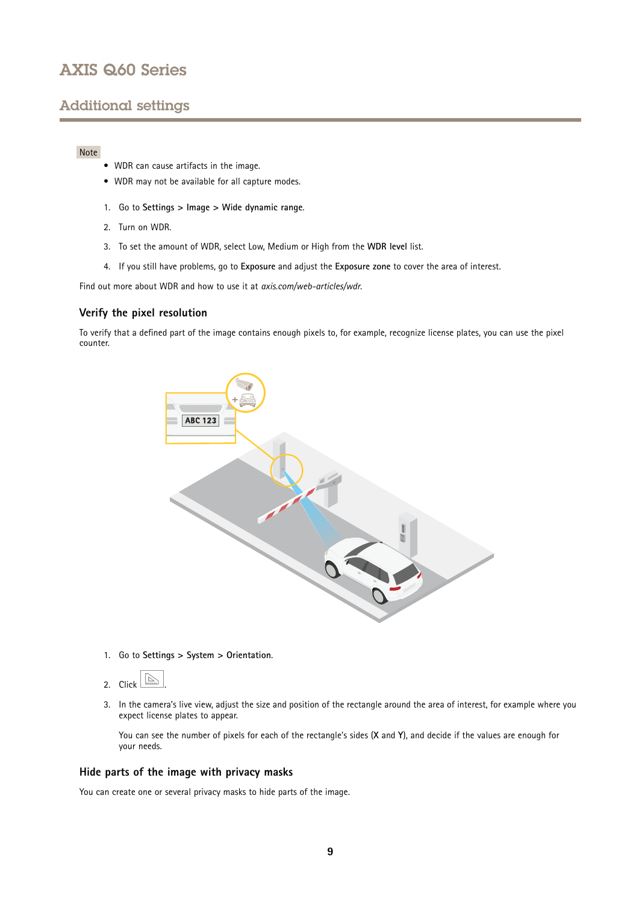## Additional settings

Note

- WDR can cause artifacts in the image.
- WDR may not be available for all capture modes.

1. Go to **Settings > Image > Wide dynamic range**.
2. Turn on WDR.
3. To set the amount of WDR, select Low, Medium or High from the **WDR level** list.
4. If you still have problems, go to **Exposure** and adjust the **Exposure zone** to cover the area of interest.

Find out more about WDR and how to use it at *axis.com/web-articles/wdr*.

### Verify the pixel resolution

To verify that a defined part of the image contains enough pixels to, for example, recognize license plates, you can use the pixel counter.

1. Go to **Settings > System > Orientation**.
2. Click .
3. In the camera's live view, adjust the size and position of the rectangle around the area of interest, for example where you expect license plates to appear.

   You can see the number of pixels for each of the rectangle's sides (**X** and **Y**), and decide if the values are enough for your needs.

### Hide parts of the image with privacy masks

You can create one or several privacy masks to hide parts of the image.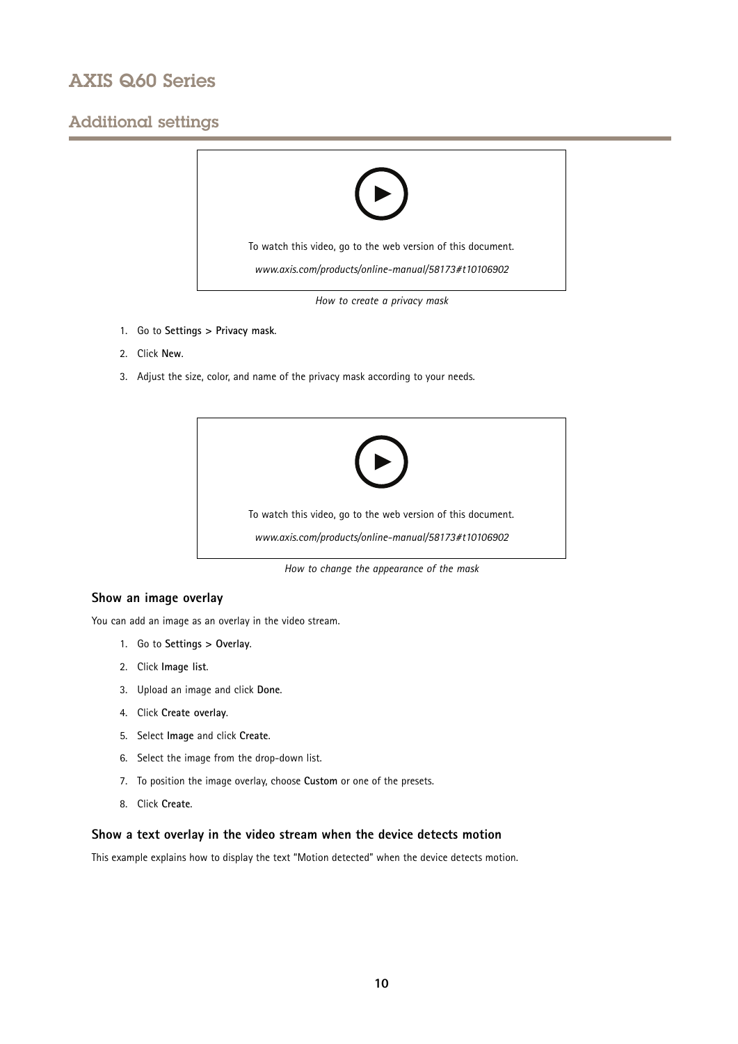## Additional settings

To watch this video, go to the web version of this document.

*www.axis.com/products/online-manual/58173#t10106902*

*How to create a privacy mask*

1. Go to **Settings > Privacy mask**.
2. Click **New**.
3. Adjust the size, color, and name of the privacy mask according to your needs.

To watch this video, go to the web version of this document.

*www.axis.com/products/online-manual/58173#t10106902*

*How to change the appearance of the mask*

### Show an image overlay

You can add an image as an overlay in the video stream.

1. Go to **Settings > Overlay**.
2. Click **Image list**.
3. Upload an image and click **Done**.
4. Click **Create overlay**.
5. Select **Image** and click **Create**.
6. Select the image from the drop-down list.
7. To position the image overlay, choose **Custom** or one of the presets.
8. Click **Create**.

### Show a text overlay in the video stream when the device detects motion

This example explains how to display the text "Motion detected" when the device detects motion.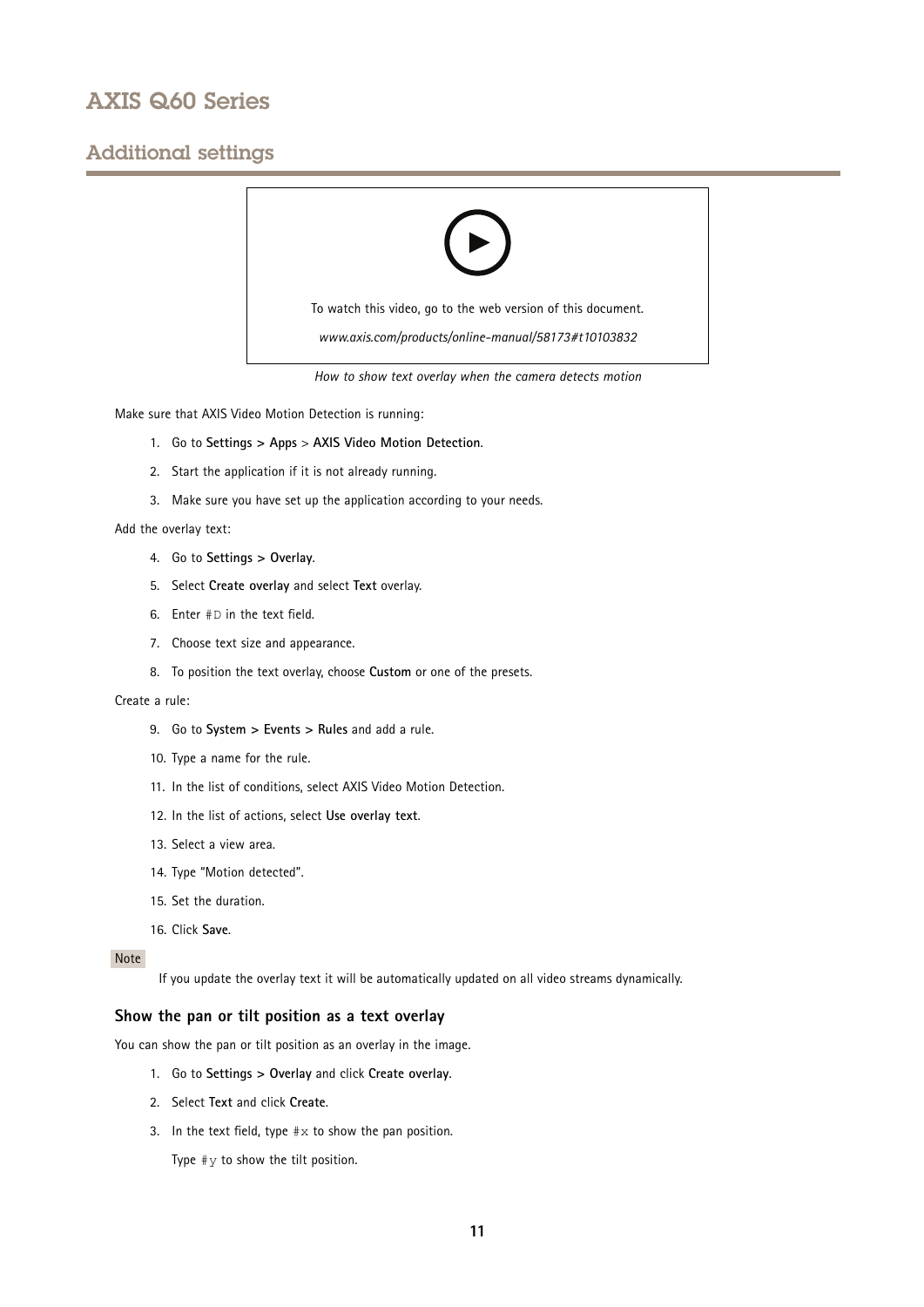To watch this video, go to the web version of this document.

*www.axis.com/products/online-manual/58173#t10103832*

*How to show text overlay when the camera detects motion*

Make sure that AXIS Video Motion Detection is running:

1. Go to **Settings > Apps** > **AXIS Video Motion Detection**.
2. Start the application if it is not already running.
3. Make sure you have set up the application according to your needs.

Add the overlay text:

4. Go to **Settings > Overlay**.
5. Select **Create overlay** and select **Text** overlay.
6. Enter `#D` in the text field.
7. Choose text size and appearance.
8. To position the text overlay, choose **Custom** or one of the presets.

Create a rule:

9. Go to **System > Events > Rules** and add a rule.
10. Type a name for the rule.
11. In the list of conditions, select AXIS Video Motion Detection.
12. In the list of actions, select **Use overlay text**.
13. Select a view area.
14. Type "Motion detected".
15. Set the duration.
16. Click **Save**.

Note

If you update the overlay text it will be automatically updated on all video streams dynamically.

### Show the pan or tilt position as a text overlay

You can show the pan or tilt position as an overlay in the image.

1. Go to **Settings > Overlay** and click **Create overlay**.
2. Select **Text** and click **Create**.
3. In the text field, type `#x` to show the pan position.

   Type `#y` to show the tilt position.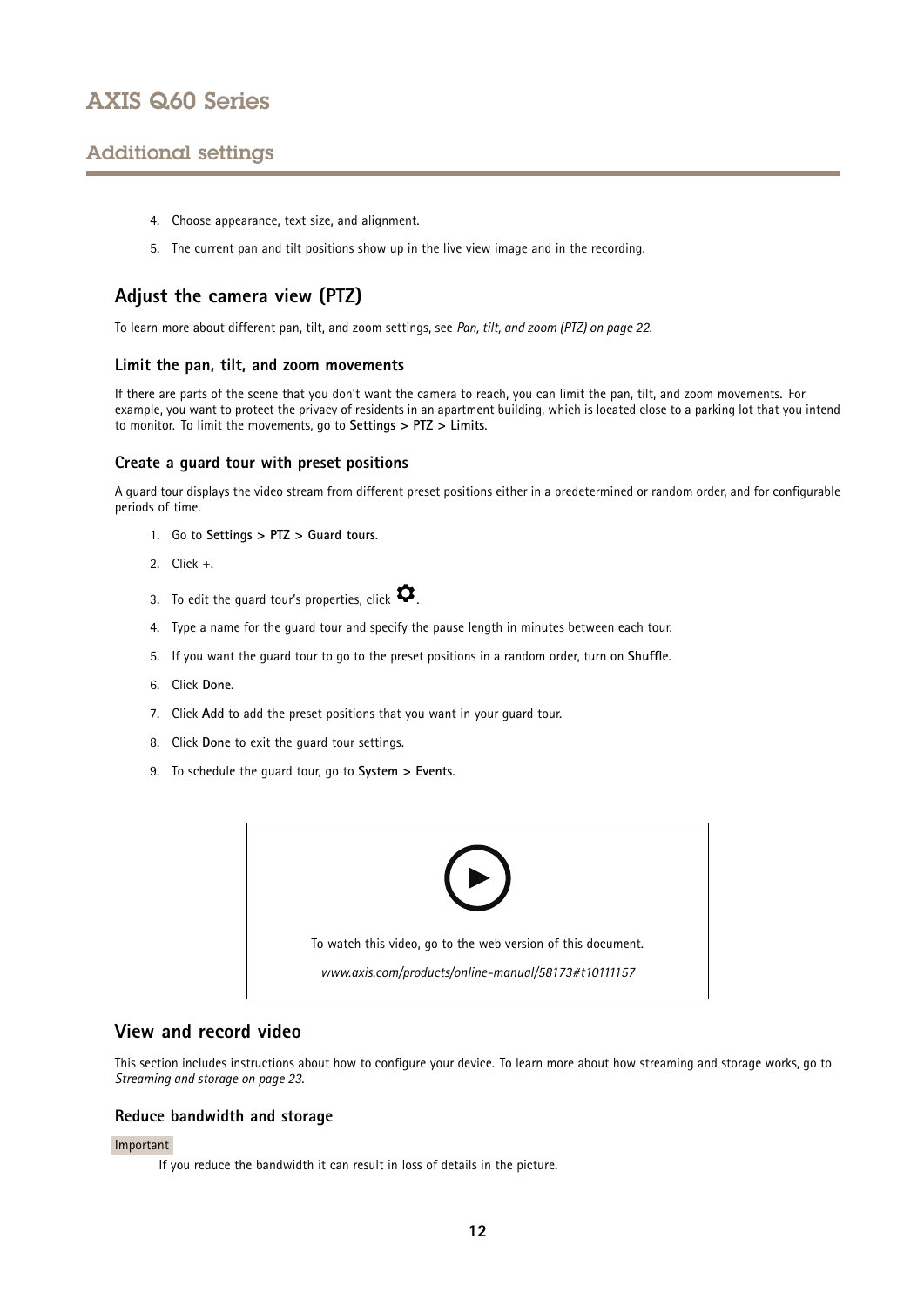4. Choose appearance, text size, and alignment.
5. The current pan and tilt positions show up in the live view image and in the recording.

## Adjust the camera view (PTZ)

To learn more about different pan, tilt, and zoom settings, see *Pan, tilt, and zoom (PTZ) on page 22*.

### Limit the pan, tilt, and zoom movements

If there are parts of the scene that you don't want the camera to reach, you can limit the pan, tilt, and zoom movements. For example, you want to protect the privacy of residents in an apartment building, which is located close to a parking lot that you intend to monitor. To limit the movements, go to **Settings > PTZ > Limits**.

### Create a guard tour with preset positions

A guard tour displays the video stream from different preset positions either in a predetermined or random order, and for configurable periods of time.

1. Go to **Settings > PTZ > Guard tours**.
2. Click **+**.
3. To edit the guard tour's properties, click ⚙.
4. Type a name for the guard tour and specify the pause length in minutes between each tour.
5. If you want the guard tour to go to the preset positions in a random order, turn on **Shuffle**.
6. Click **Done**.
7. Click **Add** to add the preset positions that you want in your guard tour.
8. Click **Done** to exit the guard tour settings.
9. To schedule the guard tour, go to **System > Events**.

To watch this video, go to the web version of this document.

*www.axis.com/products/online-manual/58173#t10111157*

## View and record video

This section includes instructions about how to configure your device. To learn more about how streaming and storage works, go to *Streaming and storage on page 23*.

### Reduce bandwidth and storage

Important

If you reduce the bandwidth it can result in loss of details in the picture.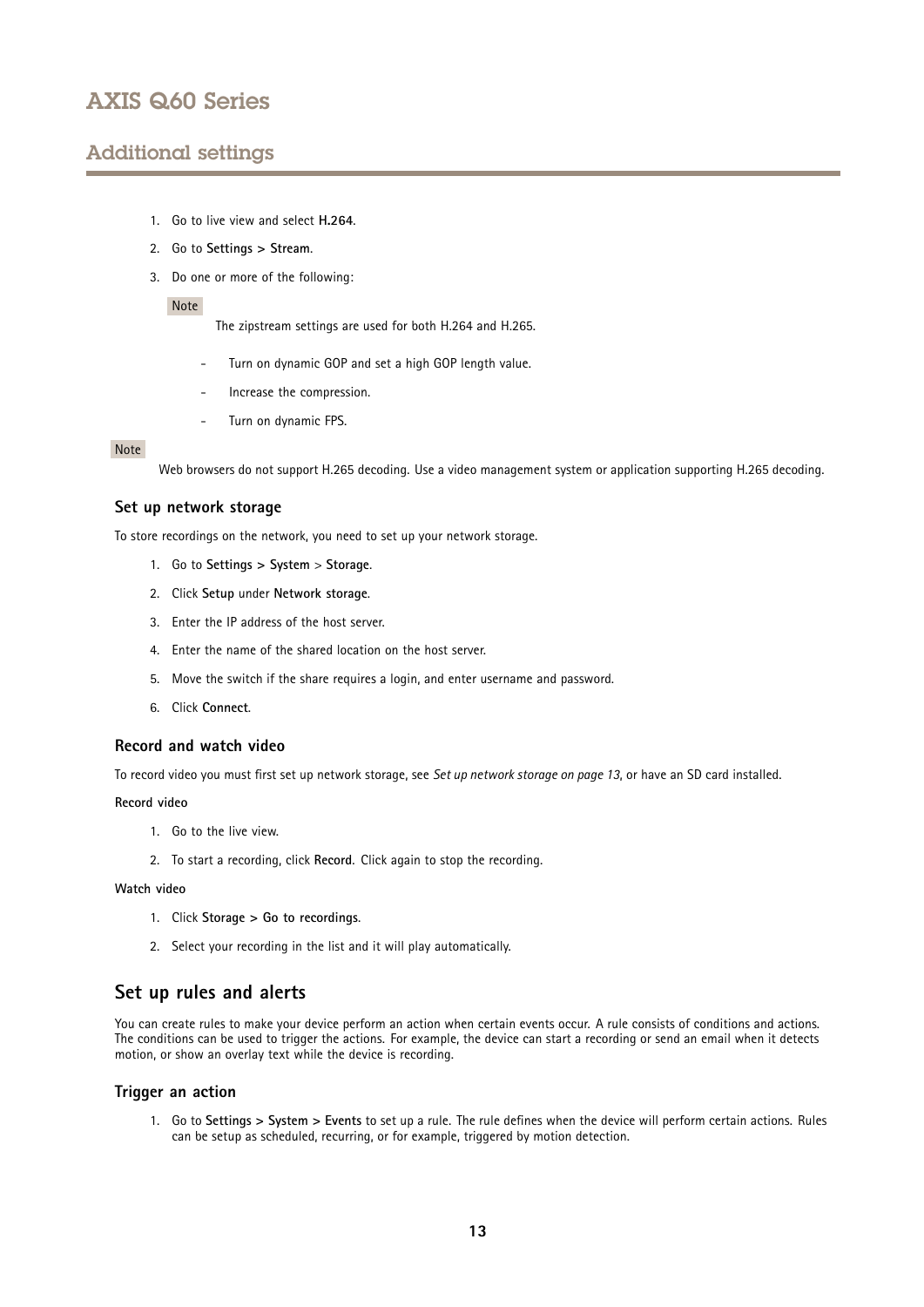1. Go to live view and select **H.264**.
2. Go to **Settings > Stream**.
3. Do one or more of the following:

   Note

   The zipstream settings are used for both H.264 and H.265.

   - Turn on dynamic GOP and set a high GOP length value.
   - Increase the compression.
   - Turn on dynamic FPS.

Note

Web browsers do not support H.265 decoding. Use a video management system or application supporting H.265 decoding.

### Set up network storage

To store recordings on the network, you need to set up your network storage.

1. Go to **Settings > System** > **Storage**.
2. Click **Setup** under **Network storage**.
3. Enter the IP address of the host server.
4. Enter the name of the shared location on the host server.
5. Move the switch if the share requires a login, and enter username and password.
6. Click **Connect**.

### Record and watch video

To record video you must first set up network storage, see *Set up network storage on page 13*, or have an SD card installed.

**Record video**

1. Go to the live view.
2. To start a recording, click **Record**. Click again to stop the recording.

**Watch video**

1. Click **Storage > Go to recordings**.
2. Select your recording in the list and it will play automatically.

## Set up rules and alerts

You can create rules to make your device perform an action when certain events occur. A rule consists of conditions and actions. The conditions can be used to trigger the actions. For example, the device can start a recording or send an email when it detects motion, or show an overlay text while the device is recording.

### Trigger an action

1. Go to **Settings > System > Events** to set up a rule. The rule defines when the device will perform certain actions. Rules can be setup as scheduled, recurring, or for example, triggered by motion detection.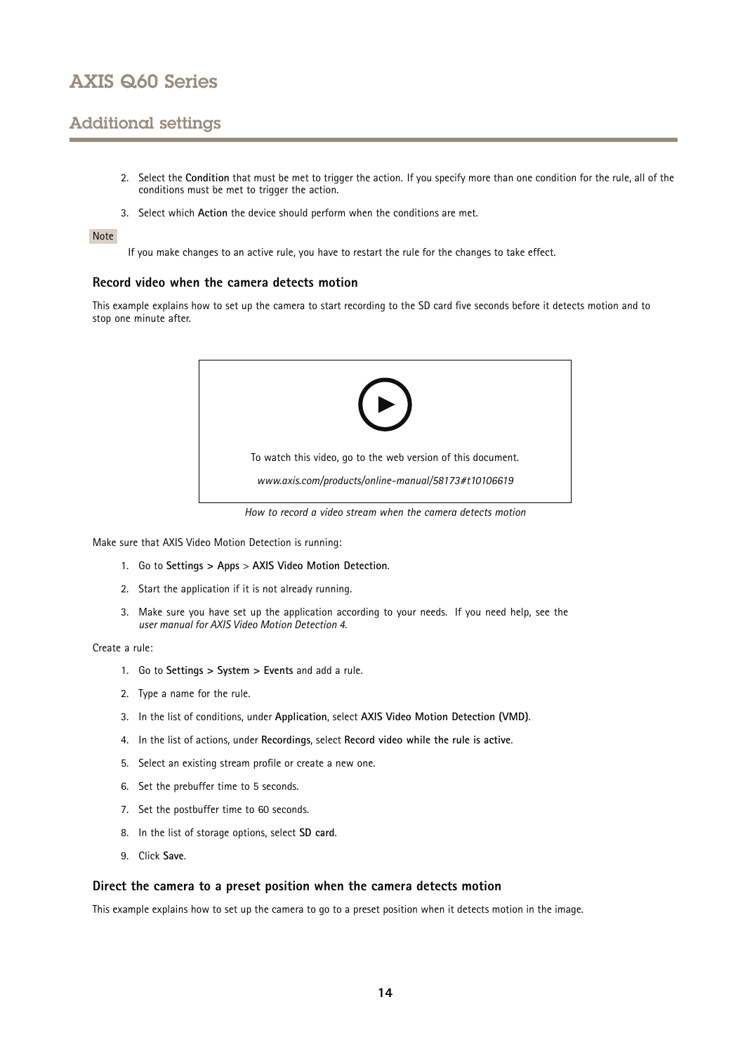## Additional settings

2. Select the **Condition** that must be met to trigger the action. If you specify more than one condition for the rule, all of the conditions must be met to trigger the action.
3. Select which **Action** the device should perform when the conditions are met.

Note

If you make changes to an active rule, you have to restart the rule for the changes to take effect.

### Record video when the camera detects motion

This example explains how to set up the camera to start recording to the SD card five seconds before it detects motion and to stop one minute after.

To watch this video, go to the web version of this document.

*www.axis.com/products/online-manual/58173#t10106619*

*How to record a video stream when the camera detects motion*

Make sure that AXIS Video Motion Detection is running:

1. Go to **Settings > Apps** > **AXIS Video Motion Detection**.
2. Start the application if it is not already running.
3. Make sure you have set up the application according to your needs. If you need help, see the *user manual for AXIS Video Motion Detection 4*.

Create a rule:

1. Go to **Settings > System > Events** and add a rule.
2. Type a name for the rule.
3. In the list of conditions, under **Application**, select **AXIS Video Motion Detection (VMD)**.
4. In the list of actions, under **Recordings**, select **Record video while the rule is active**.
5. Select an existing stream profile or create a new one.
6. Set the prebuffer time to 5 seconds.
7. Set the postbuffer time to 60 seconds.
8. In the list of storage options, select **SD card**.
9. Click **Save**.

### Direct the camera to a preset position when the camera detects motion

This example explains how to set up the camera to go to a preset position when it detects motion in the image.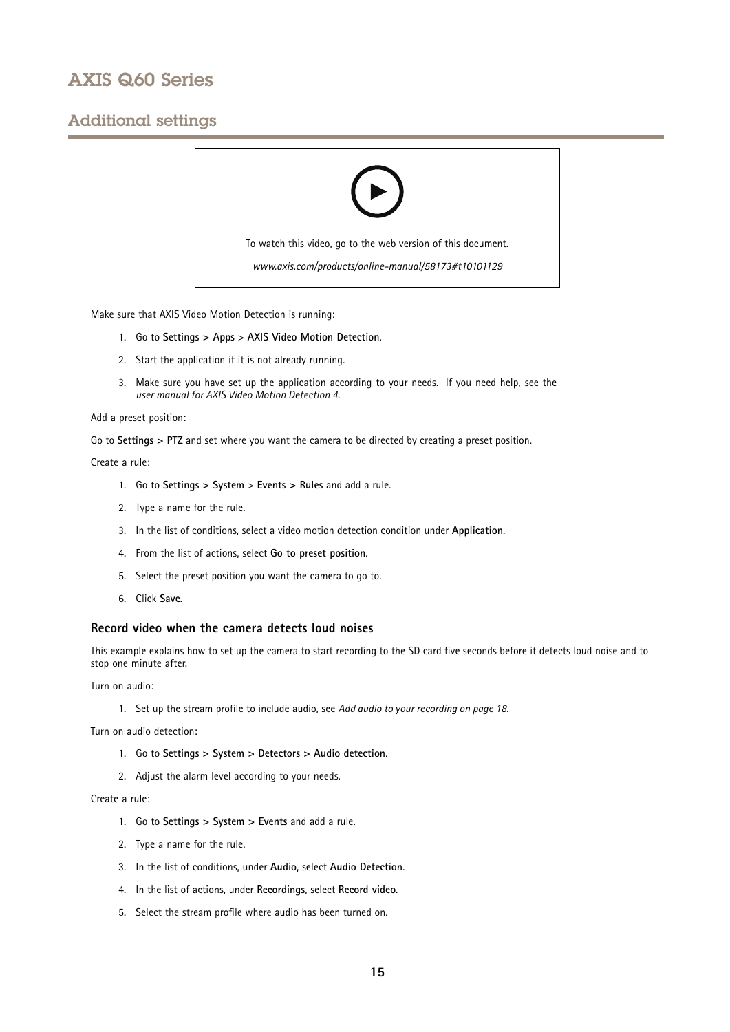## Additional settings

To watch this video, go to the web version of this document.

*www.axis.com/products/online-manual/58173#t10101129*

Make sure that AXIS Video Motion Detection is running:

1. Go to **Settings > Apps** > **AXIS Video Motion Detection**.
2. Start the application if it is not already running.
3. Make sure you have set up the application according to your needs. If you need help, see the *user manual for AXIS Video Motion Detection 4*.

Add a preset position:

Go to **Settings > PTZ** and set where you want the camera to be directed by creating a preset position.

Create a rule:

1. Go to **Settings > System** > **Events > Rules** and add a rule.
2. Type a name for the rule.
3. In the list of conditions, select a video motion detection condition under **Application**.
4. From the list of actions, select **Go to preset position**.
5. Select the preset position you want the camera to go to.
6. Click **Save**.

### Record video when the camera detects loud noises

This example explains how to set up the camera to start recording to the SD card five seconds before it detects loud noise and to stop one minute after.

Turn on audio:

1. Set up the stream profile to include audio, see *Add audio to your recording on page 18*.

Turn on audio detection:

1. Go to **Settings > System > Detectors > Audio detection**.
2. Adjust the alarm level according to your needs.

Create a rule:

1. Go to **Settings > System > Events** and add a rule.
2. Type a name for the rule.
3. In the list of conditions, under **Audio**, select **Audio Detection**.
4. In the list of actions, under **Recordings**, select **Record video**.
5. Select the stream profile where audio has been turned on.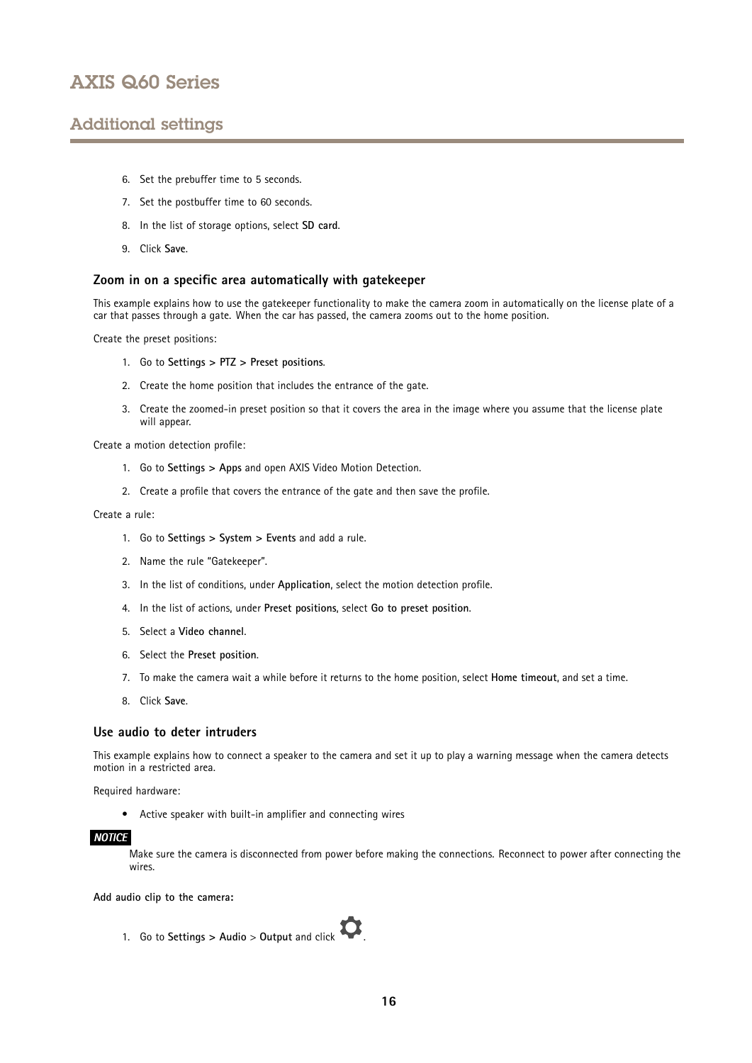6. Set the prebuffer time to 5 seconds.
7. Set the postbuffer time to 60 seconds.
8. In the list of storage options, select **SD card**.
9. Click **Save**.

### Zoom in on a specific area automatically with gatekeeper

This example explains how to use the gatekeeper functionality to make the camera zoom in automatically on the license plate of a car that passes through a gate. When the car has passed, the camera zooms out to the home position.

Create the preset positions:

1. Go to **Settings > PTZ > Preset positions**.
2. Create the home position that includes the entrance of the gate.
3. Create the zoomed-in preset position so that it covers the area in the image where you assume that the license plate will appear.

Create a motion detection profile:

1. Go to **Settings > Apps** and open AXIS Video Motion Detection.
2. Create a profile that covers the entrance of the gate and then save the profile.

Create a rule:

1. Go to **Settings > System > Events** and add a rule.
2. Name the rule "Gatekeeper".
3. In the list of conditions, under **Application**, select the motion detection profile.
4. In the list of actions, under **Preset positions**, select **Go to preset position**.
5. Select a **Video channel**.
6. Select the **Preset position**.
7. To make the camera wait a while before it returns to the home position, select **Home timeout**, and set a time.
8. Click **Save**.

### Use audio to deter intruders

This example explains how to connect a speaker to the camera and set it up to play a warning message when the camera detects motion in a restricted area.

Required hardware:

- Active speaker with built-in amplifier and connecting wires

***NOTICE***

Make sure the camera is disconnected from power before making the connections. Reconnect to power after connecting the wires.

**Add audio clip to the camera:**

1. Go to **Settings > Audio** > **Output** and click ⚙.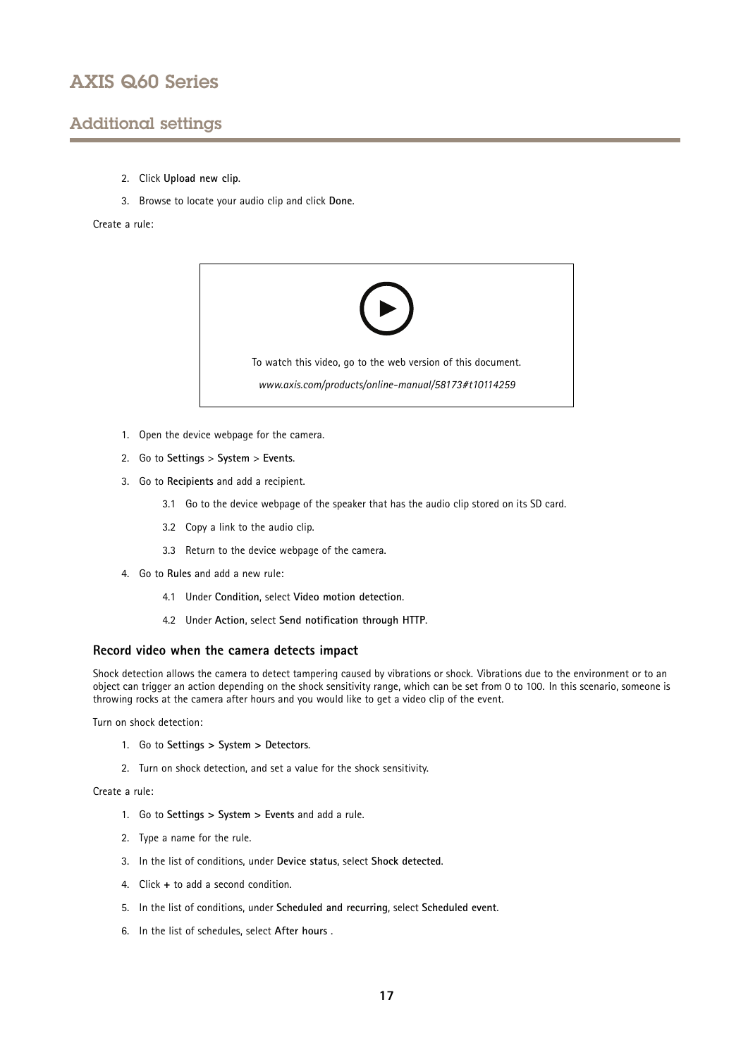2. Click **Upload new clip**.
3. Browse to locate your audio clip and click **Done**.

Create a rule:

To watch this video, go to the web version of this document.

*www.axis.com/products/online-manual/58173#t10114259*

1. Open the device webpage for the camera.
2. Go to **Settings** > **System** > **Events**.
3. Go to **Recipients** and add a recipient.
   3.1 Go to the device webpage of the speaker that has the audio clip stored on its SD card.
   3.2 Copy a link to the audio clip.
   3.3 Return to the device webpage of the camera.
4. Go to **Rules** and add a new rule:
   4.1 Under **Condition**, select **Video motion detection**.
   4.2 Under **Action**, select **Send notification through HTTP**.

### Record video when the camera detects impact

Shock detection allows the camera to detect tampering caused by vibrations or shock. Vibrations due to the environment or to an object can trigger an action depending on the shock sensitivity range, which can be set from 0 to 100. In this scenario, someone is throwing rocks at the camera after hours and you would like to get a video clip of the event.

Turn on shock detection:

1. Go to **Settings > System > Detectors**.
2. Turn on shock detection, and set a value for the shock sensitivity.

Create a rule:

1. Go to **Settings > System > Events** and add a rule.
2. Type a name for the rule.
3. In the list of conditions, under **Device status**, select **Shock detected**.
4. Click **+** to add a second condition.
5. In the list of conditions, under **Scheduled and recurring**, select **Scheduled event**.
6. In the list of schedules, select **After hours** .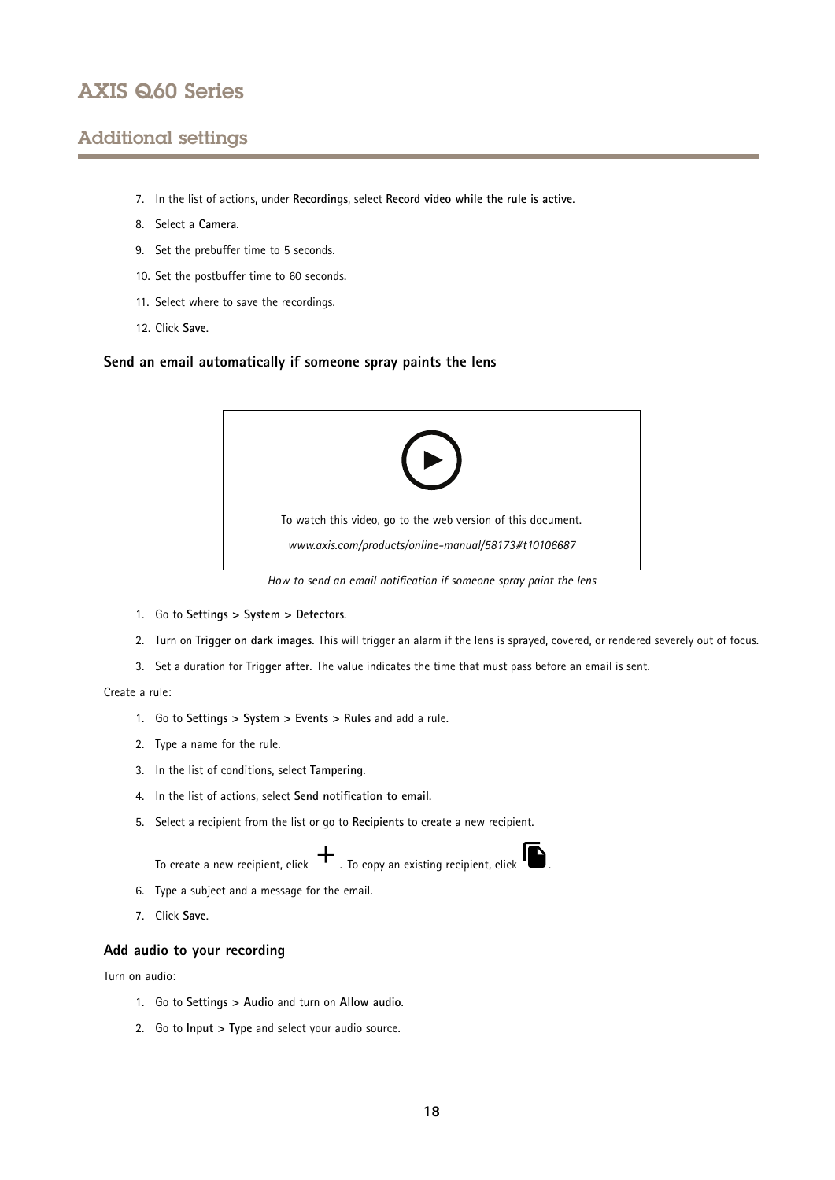7. In the list of actions, under **Recordings**, select **Record video while the rule is active**.
8. Select a **Camera**.
9. Set the prebuffer time to 5 seconds.
10. Set the postbuffer time to 60 seconds.
11. Select where to save the recordings.
12. Click **Save**.

### Send an email automatically if someone spray paints the lens

To watch this video, go to the web version of this document.

*www.axis.com/products/online-manual/58173#t10106687*

*How to send an email notification if someone spray paint the lens*

1. Go to **Settings > System > Detectors**.
2. Turn on **Trigger on dark images**. This will trigger an alarm if the lens is sprayed, covered, or rendered severely out of focus.
3. Set a duration for **Trigger after**. The value indicates the time that must pass before an email is sent.

Create a rule:

1. Go to **Settings > System > Events > Rules** and add a rule.
2. Type a name for the rule.
3. In the list of conditions, select **Tampering**.
4. In the list of actions, select **Send notification to email**.
5. Select a recipient from the list or go to **Recipients** to create a new recipient.

   To create a new recipient, click +. To copy an existing recipient, click the copy icon.
6. Type a subject and a message for the email.
7. Click **Save**.

### Add audio to your recording

Turn on audio:

1. Go to **Settings > Audio** and turn on **Allow audio**.
2. Go to **Input > Type** and select your audio source.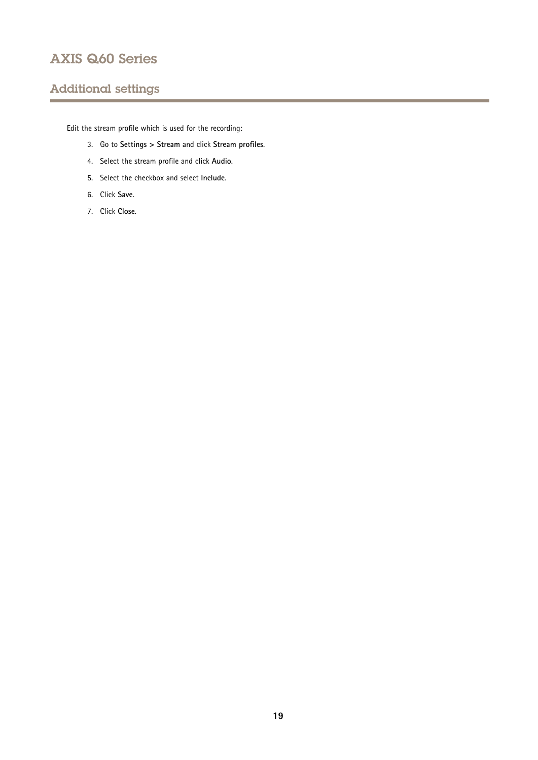## Additional settings

Edit the stream profile which is used for the recording:

3. Go to **Settings > Stream** and click **Stream profiles**.
4. Select the stream profile and click **Audio**.
5. Select the checkbox and select **Include**.
6. Click **Save**.
7. Click **Close**.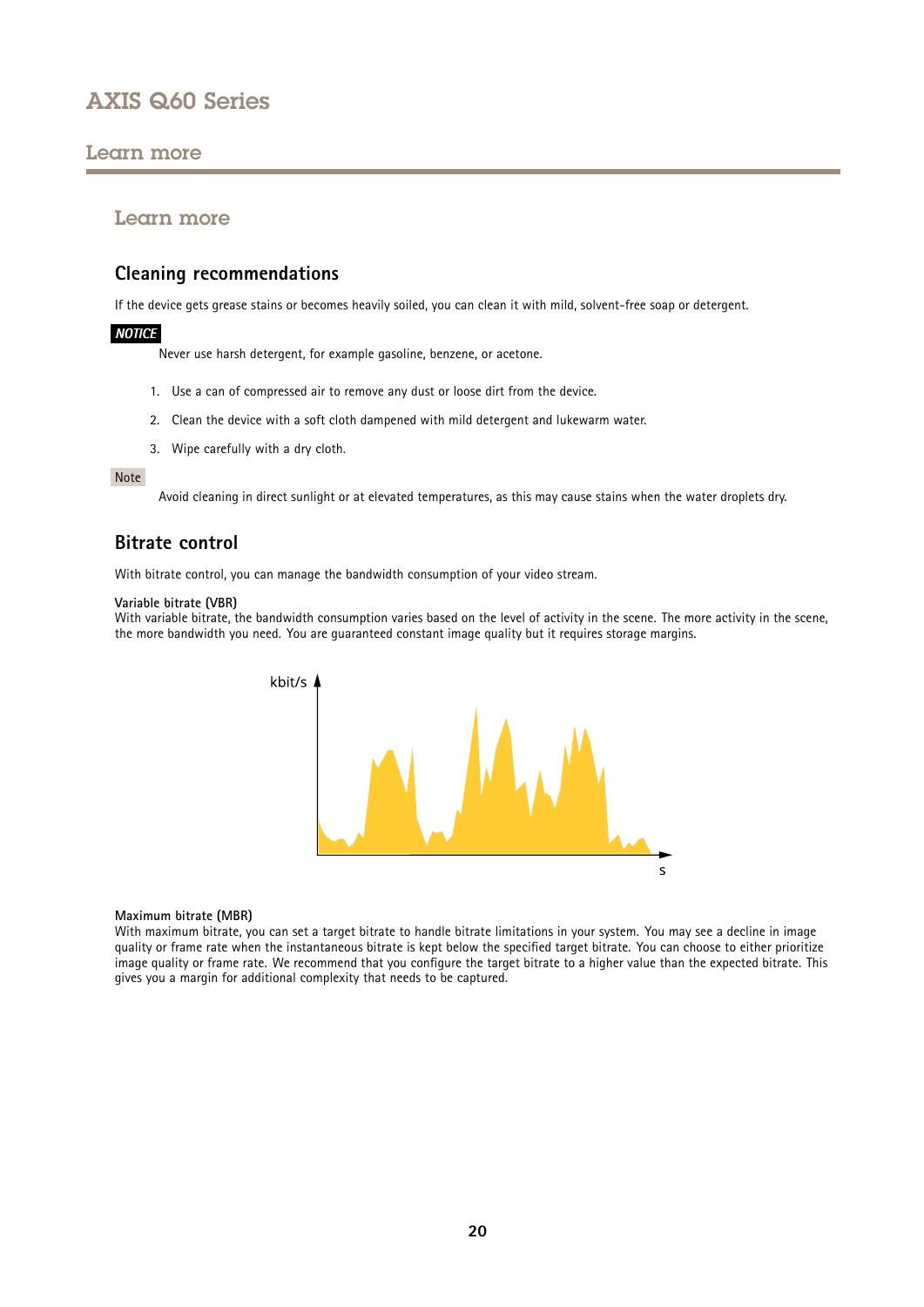# Learn more

## Cleaning recommendations

If the device gets grease stains or becomes heavily soiled, you can clean it with mild, solvent-free soap or detergent.

***NOTICE***

Never use harsh detergent, for example gasoline, benzene, or acetone.

1. Use a can of compressed air to remove any dust or loose dirt from the device.
2. Clean the device with a soft cloth dampened with mild detergent and lukewarm water.
3. Wipe carefully with a dry cloth.

Note

Avoid cleaning in direct sunlight or at elevated temperatures, as this may cause stains when the water droplets dry.

## Bitrate control

With bitrate control, you can manage the bandwidth consumption of your video stream.

**Variable bitrate (VBR)**
With variable bitrate, the bandwidth consumption varies based on the level of activity in the scene. The more activity in the scene, the more bandwidth you need. You are guaranteed constant image quality but it requires storage margins.

kbit/s

s

**Maximum bitrate (MBR)**
With maximum bitrate, you can set a target bitrate to handle bitrate limitations in your system. You may see a decline in image quality or frame rate when the instantaneous bitrate is kept below the specified target bitrate. You can choose to either prioritize image quality or frame rate. We recommend that you configure the target bitrate to a higher value than the expected bitrate. This gives you a margin for additional complexity that needs to be captured.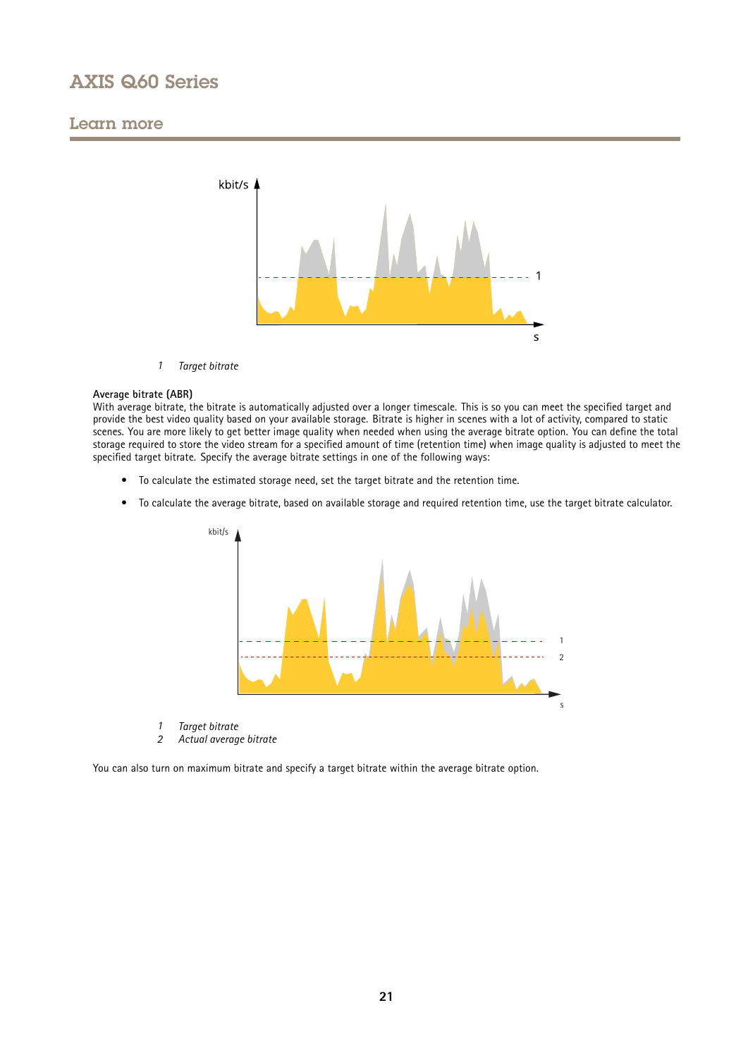1 Target bitrate

**Average bitrate (ABR)**

With average bitrate, the bitrate is automatically adjusted over a longer timescale. This is so you can meet the specified target and provide the best video quality based on your available storage. Bitrate is higher in scenes with a lot of activity, compared to static scenes. You are more likely to get better image quality when needed when using the average bitrate option. You can define the total storage required to store the video stream for a specified amount of time (retention time) when image quality is adjusted to meet the specified target bitrate. Specify the average bitrate settings in one of the following ways:

- To calculate the estimated storage need, set the target bitrate and the retention time.
- To calculate the average bitrate, based on available storage and required retention time, use the target bitrate calculator.

1 Target bitrate
2 Actual average bitrate

You can also turn on maximum bitrate and specify a target bitrate within the average bitrate option.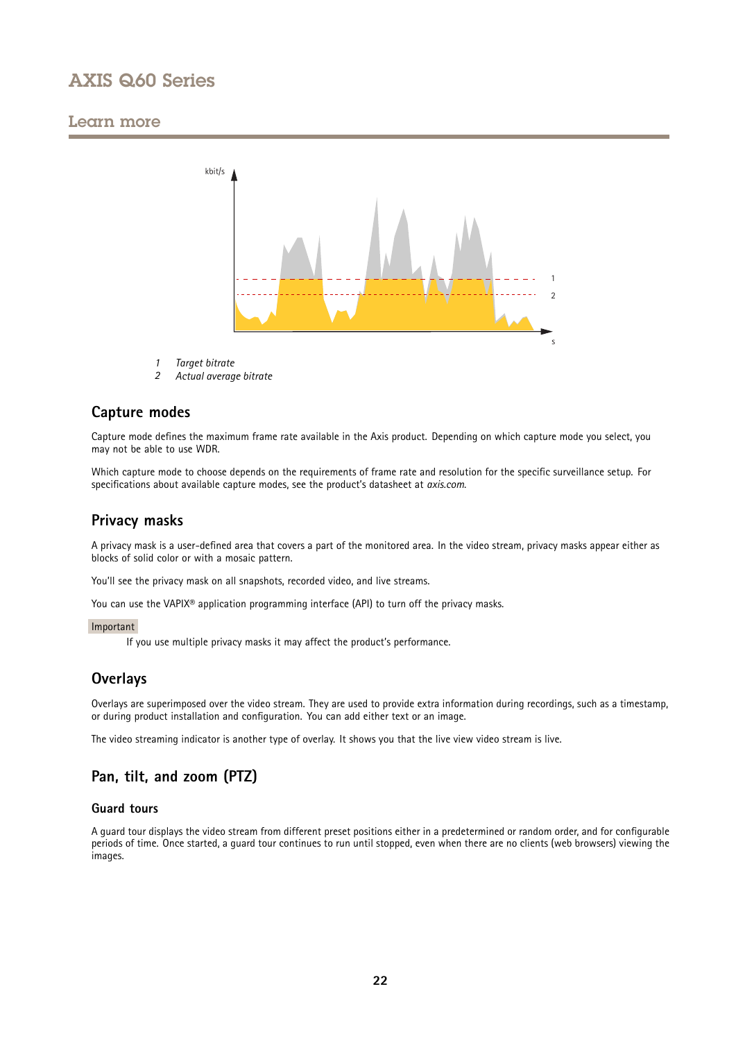1 *Target bitrate*
2 *Actual average bitrate*

## Capture modes

Capture mode defines the maximum frame rate available in the Axis product. Depending on which capture mode you select, you may not be able to use WDR.

Which capture mode to choose depends on the requirements of frame rate and resolution for the specific surveillance setup. For specifications about available capture modes, see the product's datasheet at *axis.com*.

## Privacy masks

A privacy mask is a user-defined area that covers a part of the monitored area. In the video stream, privacy masks appear either as blocks of solid color or with a mosaic pattern.

You'll see the privacy mask on all snapshots, recorded video, and live streams.

You can use the VAPIX® application programming interface (API) to turn off the privacy masks.

Important

If you use multiple privacy masks it may affect the product's performance.

## Overlays

Overlays are superimposed over the video stream. They are used to provide extra information during recordings, such as a timestamp, or during product installation and configuration. You can add either text or an image.

The video streaming indicator is another type of overlay. It shows you that the live view video stream is live.

## Pan, tilt, and zoom (PTZ)

### Guard tours

A guard tour displays the video stream from different preset positions either in a predetermined or random order, and for configurable periods of time. Once started, a guard tour continues to run until stopped, even when there are no clients (web browsers) viewing the images.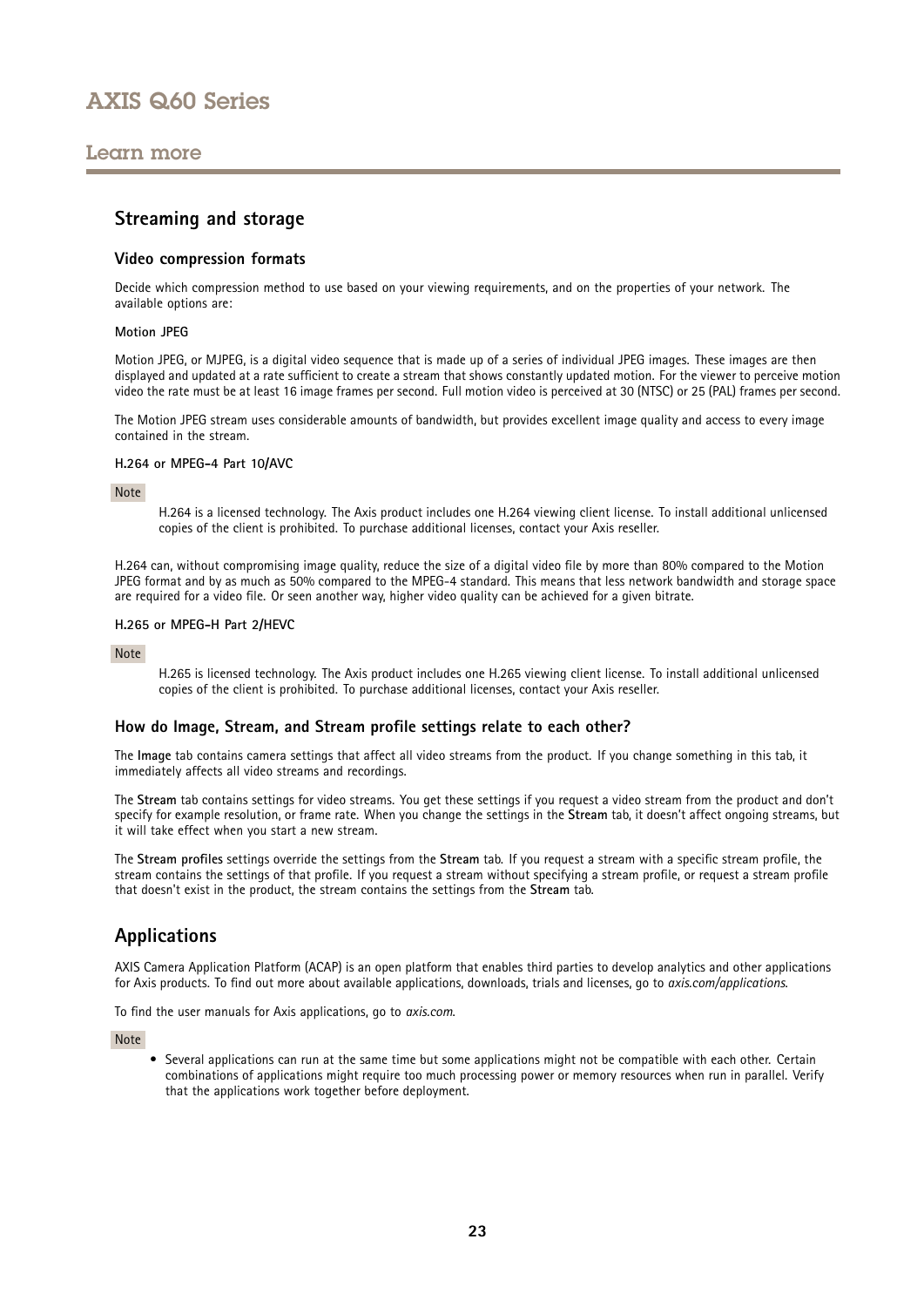## Learn more

### Streaming and storage

#### Video compression formats

Decide which compression method to use based on your viewing requirements, and on the properties of your network. The available options are:

**Motion JPEG**

Motion JPEG, or MJPEG, is a digital video sequence that is made up of a series of individual JPEG images. These images are then displayed and updated at a rate sufficient to create a stream that shows constantly updated motion. For the viewer to perceive motion video the rate must be at least 16 image frames per second. Full motion video is perceived at 30 (NTSC) or 25 (PAL) frames per second.

The Motion JPEG stream uses considerable amounts of bandwidth, but provides excellent image quality and access to every image contained in the stream.

**H.264 or MPEG-4 Part 10/AVC**

Note

H.264 is a licensed technology. The Axis product includes one H.264 viewing client license. To install additional unlicensed copies of the client is prohibited. To purchase additional licenses, contact your Axis reseller.

H.264 can, without compromising image quality, reduce the size of a digital video file by more than 80% compared to the Motion JPEG format and by as much as 50% compared to the MPEG-4 standard. This means that less network bandwidth and storage space are required for a video file. Or seen another way, higher video quality can be achieved for a given bitrate.

**H.265 or MPEG-H Part 2/HEVC**

Note

H.265 is licensed technology. The Axis product includes one H.265 viewing client license. To install additional unlicensed copies of the client is prohibited. To purchase additional licenses, contact your Axis reseller.

#### How do Image, Stream, and Stream profile settings relate to each other?

The **Image** tab contains camera settings that affect all video streams from the product. If you change something in this tab, it immediately affects all video streams and recordings.

The **Stream** tab contains settings for video streams. You get these settings if you request a video stream from the product and don't specify for example resolution, or frame rate. When you change the settings in the **Stream** tab, it doesn't affect ongoing streams, but it will take effect when you start a new stream.

The **Stream profiles** settings override the settings from the **Stream** tab. If you request a stream with a specific stream profile, the stream contains the settings of that profile. If you request a stream without specifying a stream profile, or request a stream profile that doesn't exist in the product, the stream contains the settings from the **Stream** tab.

### Applications

AXIS Camera Application Platform (ACAP) is an open platform that enables third parties to develop analytics and other applications for Axis products. To find out more about available applications, downloads, trials and licenses, go to *axis.com/applications*.

To find the user manuals for Axis applications, go to *axis.com*.

Note

- Several applications can run at the same time but some applications might not be compatible with each other. Certain combinations of applications might require too much processing power or memory resources when run in parallel. Verify that the applications work together before deployment.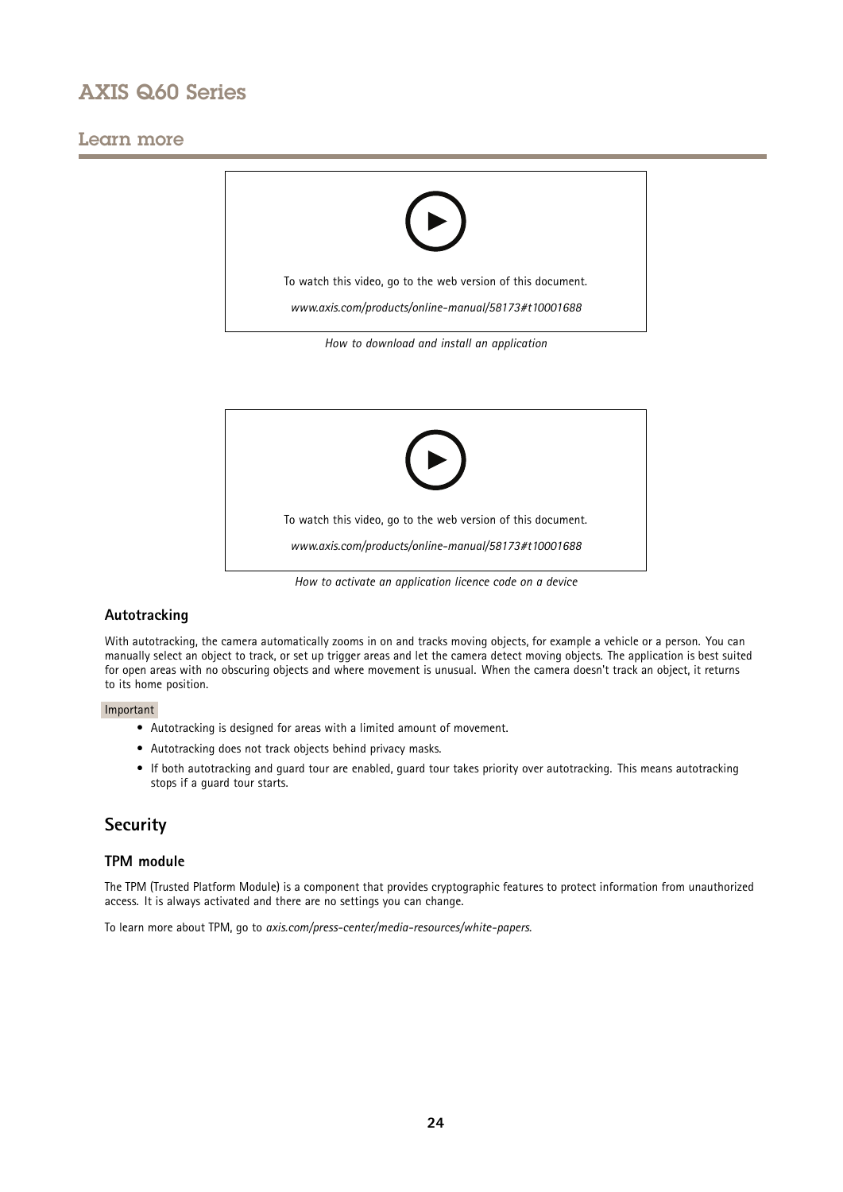## Learn more

To watch this video, go to the web version of this document.

*www.axis.com/products/online-manual/58173#t10001688*

*How to download and install an application*

To watch this video, go to the web version of this document.

*www.axis.com/products/online-manual/58173#t10001688*

*How to activate an application licence code on a device*

### Autotracking

With autotracking, the camera automatically zooms in on and tracks moving objects, for example a vehicle or a person. You can manually select an object to track, or set up trigger areas and let the camera detect moving objects. The application is best suited for open areas with no obscuring objects and where movement is unusual. When the camera doesn't track an object, it returns to its home position.

Important

- Autotracking is designed for areas with a limited amount of movement.
- Autotracking does not track objects behind privacy masks.
- If both autotracking and guard tour are enabled, guard tour takes priority over autotracking. This means autotracking stops if a guard tour starts.

## Security

### TPM module

The TPM (Trusted Platform Module) is a component that provides cryptographic features to protect information from unauthorized access. It is always activated and there are no settings you can change.

To learn more about TPM, go to *axis.com/press-center/media-resources/white-papers*.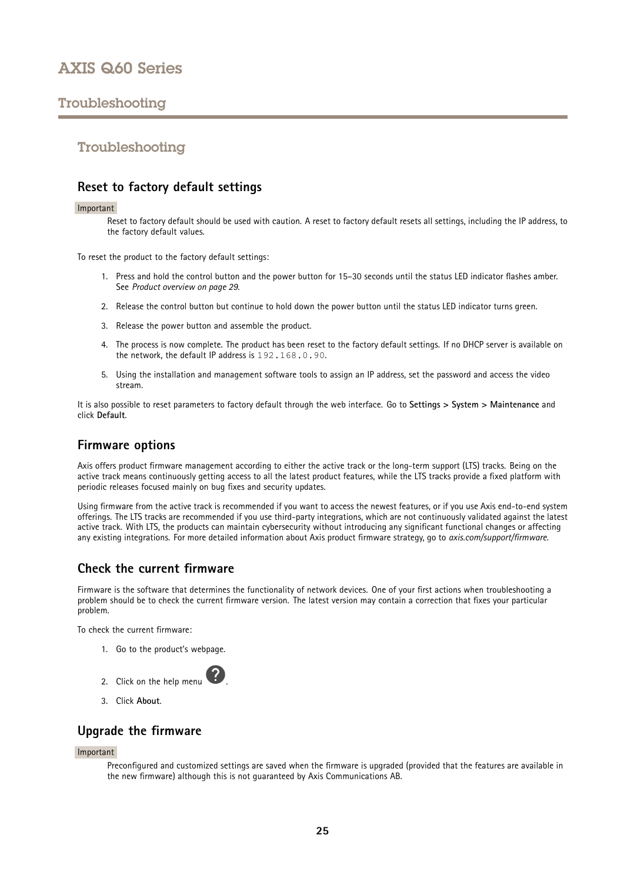# Troubleshooting

## Reset to factory default settings

Important

Reset to factory default should be used with caution. A reset to factory default resets all settings, including the IP address, to the factory default values.

To reset the product to the factory default settings:

1. Press and hold the control button and the power button for 15–30 seconds until the status LED indicator flashes amber. See *Product overview on page 29*.
2. Release the control button but continue to hold down the power button until the status LED indicator turns green.
3. Release the power button and assemble the product.
4. The process is now complete. The product has been reset to the factory default settings. If no DHCP server is available on the network, the default IP address is `192.168.0.90`.
5. Using the installation and management software tools to assign an IP address, set the password and access the video stream.

It is also possible to reset parameters to factory default through the web interface. Go to **Settings > System > Maintenance** and click **Default**.

## Firmware options

Axis offers product firmware management according to either the active track or the long-term support (LTS) tracks. Being on the active track means continuously getting access to all the latest product features, while the LTS tracks provide a fixed platform with periodic releases focused mainly on bug fixes and security updates.

Using firmware from the active track is recommended if you want to access the newest features, or if you use Axis end-to-end system offerings. The LTS tracks are recommended if you use third-party integrations, which are not continuously validated against the latest active track. With LTS, the products can maintain cybersecurity without introducing any significant functional changes or affecting any existing integrations. For more detailed information about Axis product firmware strategy, go to *axis.com/support/firmware*.

## Check the current firmware

Firmware is the software that determines the functionality of network devices. One of your first actions when troubleshooting a problem should be to check the current firmware version. The latest version may contain a correction that fixes your particular problem.

To check the current firmware:

1. Go to the product's webpage.
2. Click on the help menu ?.
3. Click **About**.

## Upgrade the firmware

Important

Preconfigured and customized settings are saved when the firmware is upgraded (provided that the features are available in the new firmware) although this is not guaranteed by Axis Communications AB.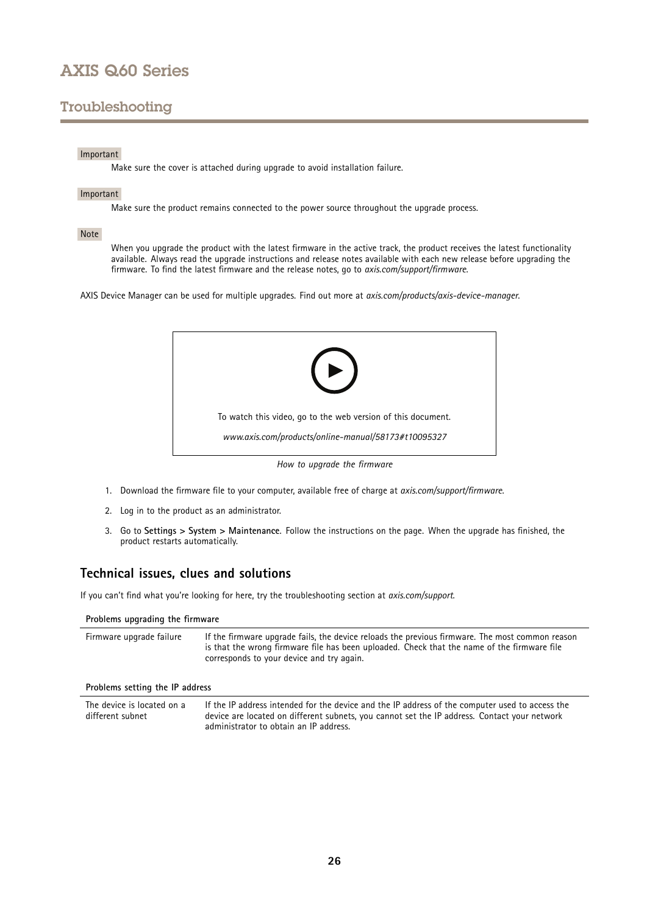## Troubleshooting

Important

Make sure the cover is attached during upgrade to avoid installation failure.

Important

Make sure the product remains connected to the power source throughout the upgrade process.

Note

When you upgrade the product with the latest firmware in the active track, the product receives the latest functionality available. Always read the upgrade instructions and release notes available with each new release before upgrading the firmware. To find the latest firmware and the release notes, go to *axis.com/support/firmware*.

AXIS Device Manager can be used for multiple upgrades. Find out more at *axis.com/products/axis-device-manager*.

To watch this video, go to the web version of this document.

*www.axis.com/products/online-manual/58173#t10095327*

*How to upgrade the firmware*

1. Download the firmware file to your computer, available free of charge at *axis.com/support/firmware*.
2. Log in to the product as an administrator.
3. Go to **Settings > System > Maintenance**. Follow the instructions on the page. When the upgrade has finished, the product restarts automatically.

### Technical issues, clues and solutions

If you can't find what you're looking for here, try the troubleshooting section at *axis.com/support*.

| **Problems upgrading the firmware** | |
|---|---|
| Firmware upgrade failure | If the firmware upgrade fails, the device reloads the previous firmware. The most common reason is that the wrong firmware file has been uploaded. Check that the name of the firmware file corresponds to your device and try again. |

| **Problems setting the IP address** | |
|---|---|
| The device is located on a different subnet | If the IP address intended for the device and the IP address of the computer used to access the device are located on different subnets, you cannot set the IP address. Contact your network administrator to obtain an IP address. |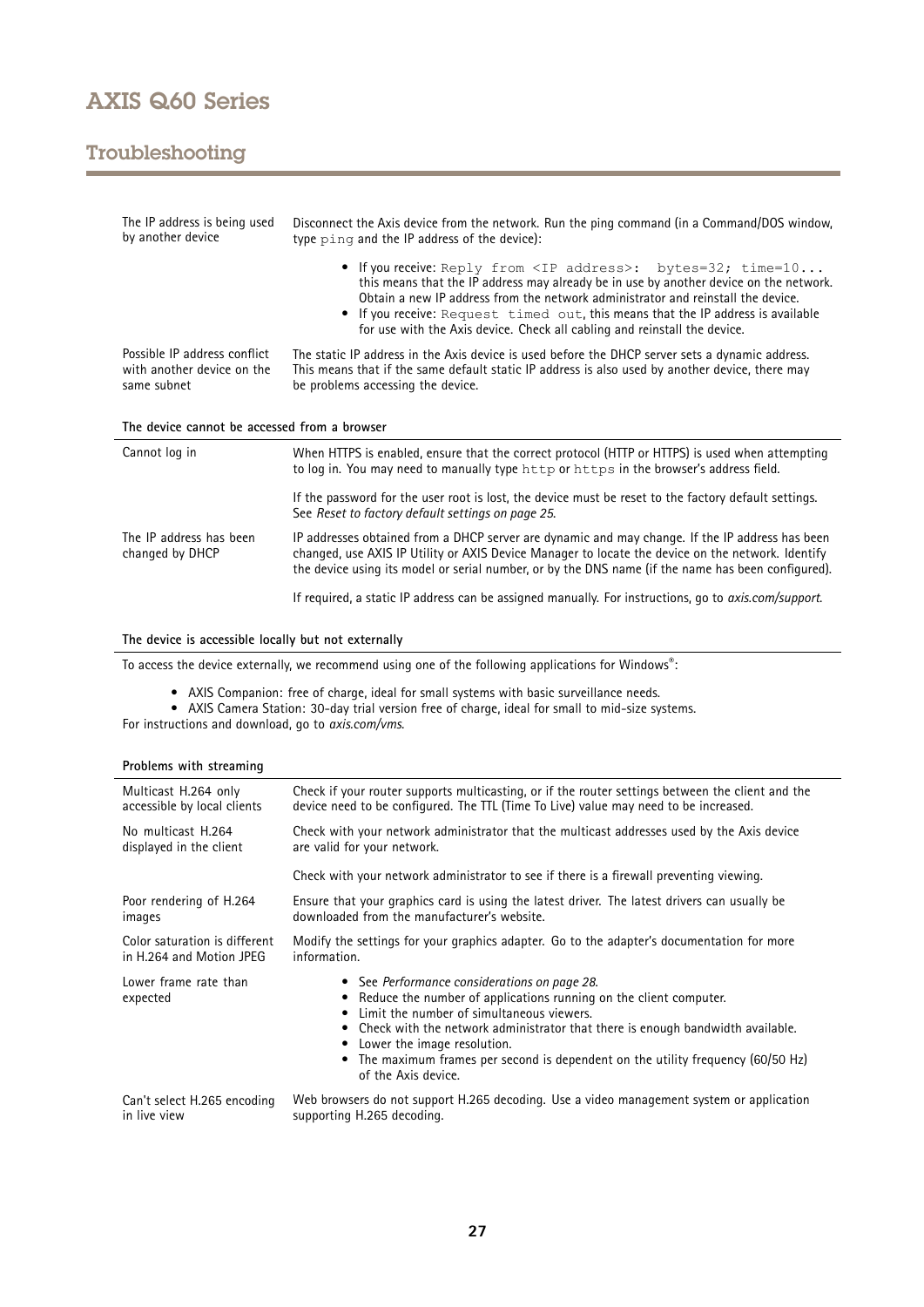| | |
|---|---|
| The IP address is being used by another device | Disconnect the Axis device from the network. Run the ping command (in a Command/DOS window, type `ping` and the IP address of the device):<br>• If you receive: `Reply from <IP address>: bytes=32; time=10...` this means that the IP address may already be in use by another device on the network. Obtain a new IP address from the network administrator and reinstall the device.<br>• If you receive: `Request timed out`, this means that the IP address is available for use with the Axis device. Check all cabling and reinstall the device. |
| Possible IP address conflict with another device on the same subnet | The static IP address in the Axis device is used before the DHCP server sets a dynamic address. This means that if the same default static IP address is also used by another device, there may be problems accessing the device. |

**The device cannot be accessed from a browser**

| | |
|---|---|
| Cannot log in | When HTTPS is enabled, ensure that the correct protocol (HTTP or HTTPS) is used when attempting to log in. You may need to manually type `http` or `https` in the browser's address field.<br><br>If the password for the user root is lost, the device must be reset to the factory default settings. See *Reset to factory default settings on page 25*. |
| The IP address has been changed by DHCP | IP addresses obtained from a DHCP server are dynamic and may change. If the IP address has been changed, use AXIS IP Utility or AXIS Device Manager to locate the device on the network. Identify the device using its model or serial number, or by the DNS name (if the name has been configured).<br><br>If required, a static IP address can be assigned manually. For instructions, go to *axis.com/support*. |

**The device is accessible locally but not externally**

To access the device externally, we recommend using one of the following applications for Windows®:

- AXIS Companion: free of charge, ideal for small systems with basic surveillance needs.
- AXIS Camera Station: 30-day trial version free of charge, ideal for small to mid-size systems.

For instructions and download, go to *axis.com/vms*.

**Problems with streaming**

| | |
|---|---|
| Multicast H.264 only accessible by local clients | Check if your router supports multicasting, or if the router settings between the client and the device need to be configured. The TTL (Time To Live) value may need to be increased. |
| No multicast H.264 displayed in the client | Check with your network administrator that the multicast addresses used by the Axis device are valid for your network.<br><br>Check with your network administrator to see if there is a firewall preventing viewing. |
| Poor rendering of H.264 images | Ensure that your graphics card is using the latest driver. The latest drivers can usually be downloaded from the manufacturer's website. |
| Color saturation is different in H.264 and Motion JPEG | Modify the settings for your graphics adapter. Go to the adapter's documentation for more information. |
| Lower frame rate than expected | • See *Performance considerations on page 28*.<br>• Reduce the number of applications running on the client computer.<br>• Limit the number of simultaneous viewers.<br>• Check with the network administrator that there is enough bandwidth available.<br>• Lower the image resolution.<br>• The maximum frames per second is dependent on the utility frequency (60/50 Hz) of the Axis device. |
| Can't select H.265 encoding in live view | Web browsers do not support H.265 decoding. Use a video management system or application supporting H.265 decoding. |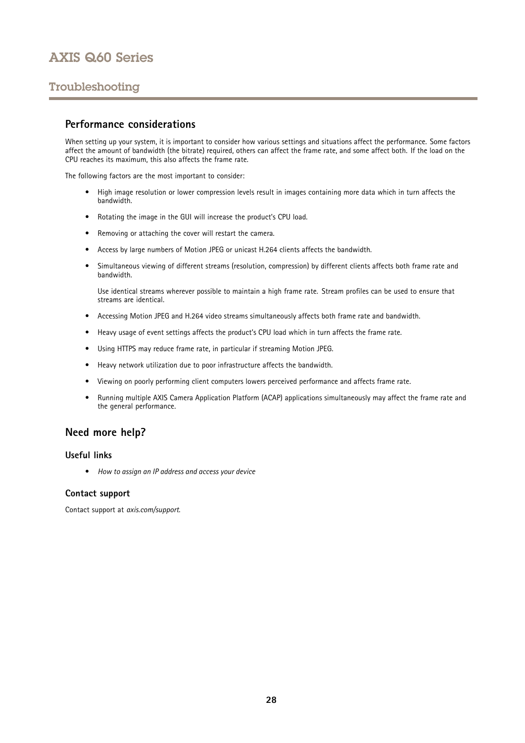## Performance considerations

When setting up your system, it is important to consider how various settings and situations affect the performance. Some factors affect the amount of bandwidth (the bitrate) required, others can affect the frame rate, and some affect both. If the load on the CPU reaches its maximum, this also affects the frame rate.

The following factors are the most important to consider:

- High image resolution or lower compression levels result in images containing more data which in turn affects the bandwidth.
- Rotating the image in the GUI will increase the product's CPU load.
- Removing or attaching the cover will restart the camera.
- Access by large numbers of Motion JPEG or unicast H.264 clients affects the bandwidth.
- Simultaneous viewing of different streams (resolution, compression) by different clients affects both frame rate and bandwidth.

  Use identical streams wherever possible to maintain a high frame rate. Stream profiles can be used to ensure that streams are identical.
- Accessing Motion JPEG and H.264 video streams simultaneously affects both frame rate and bandwidth.
- Heavy usage of event settings affects the product's CPU load which in turn affects the frame rate.
- Using HTTPS may reduce frame rate, in particular if streaming Motion JPEG.
- Heavy network utilization due to poor infrastructure affects the bandwidth.
- Viewing on poorly performing client computers lowers perceived performance and affects frame rate.
- Running multiple AXIS Camera Application Platform (ACAP) applications simultaneously may affect the frame rate and the general performance.

## Need more help?

### Useful links

- *How to assign an IP address and access your device*

### Contact support

Contact support at *axis.com/support*.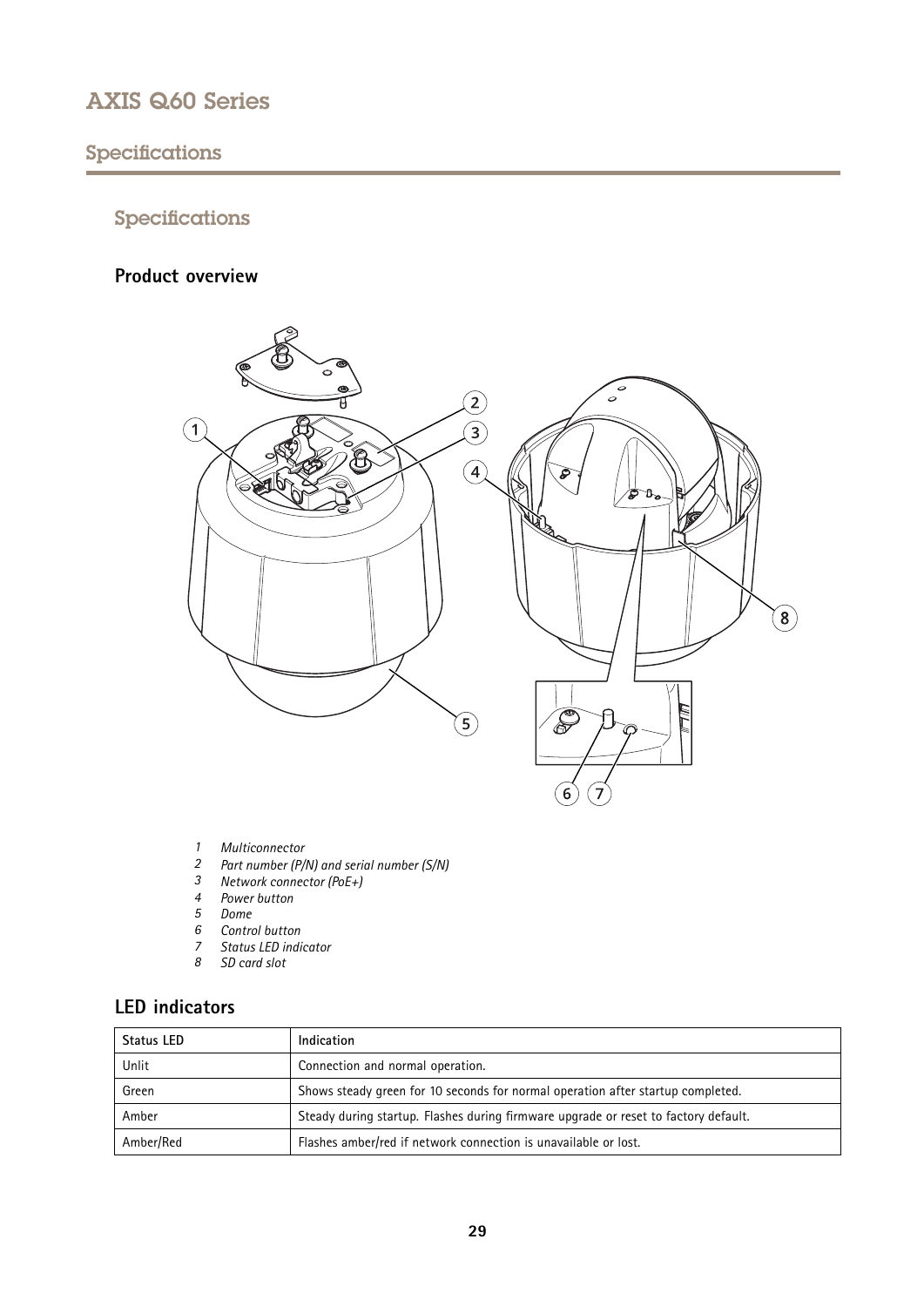## Specifications

### Product overview

1. *Multiconnector*
2. *Part number (P/N) and serial number (S/N)*
3. *Network connector (PoE+)*
4. *Power button*
5. *Dome*
6. *Control button*
7. *Status LED indicator*
8. *SD card slot*

### LED indicators

| Status LED | Indication |
|---|---|
| Unlit | Connection and normal operation. |
| Green | Shows steady green for 10 seconds for normal operation after startup completed. |
| Amber | Steady during startup. Flashes during firmware upgrade or reset to factory default. |
| Amber/Red | Flashes amber/red if network connection is unavailable or lost. |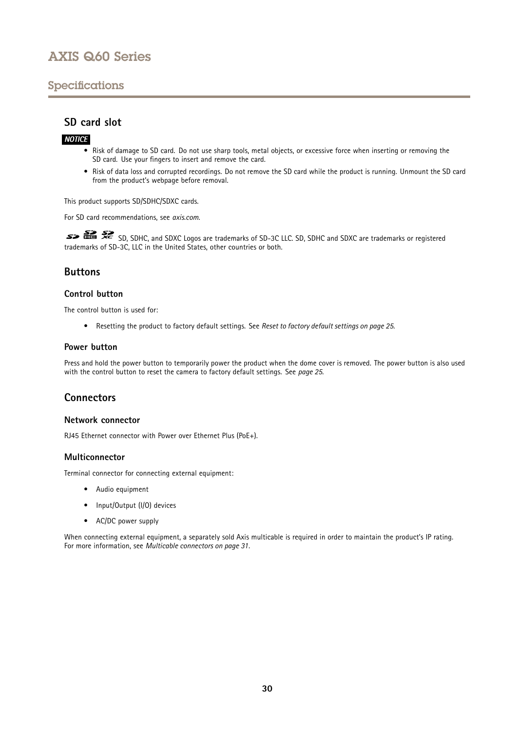## Specifications

### SD card slot

***NOTICE***

- Risk of damage to SD card. Do not use sharp tools, metal objects, or excessive force when inserting or removing the SD card. Use your fingers to insert and remove the card.
- Risk of data loss and corrupted recordings. Do not remove the SD card while the product is running. Unmount the SD card from the product's webpage before removal.

This product supports SD/SDHC/SDXC cards.

For SD card recommendations, see *axis.com*.

SD, SDHC, and SDXC Logos are trademarks of SD-3C LLC. SD, SDHC and SDXC are trademarks or registered trademarks of SD-3C, LLC in the United States, other countries or both.

### Buttons

#### Control button

The control button is used for:

- Resetting the product to factory default settings. See *Reset to factory default settings on page 25*.

#### Power button

Press and hold the power button to temporarily power the product when the dome cover is removed. The power button is also used with the control button to reset the camera to factory default settings. See *page 25*.

### Connectors

#### Network connector

RJ45 Ethernet connector with Power over Ethernet Plus (PoE+).

#### Multiconnector

Terminal connector for connecting external equipment:

- Audio equipment
- Input/Output (I/O) devices
- AC/DC power supply

When connecting external equipment, a separately sold Axis multicable is required in order to maintain the product's IP rating. For more information, see *Multicable connectors on page 31*.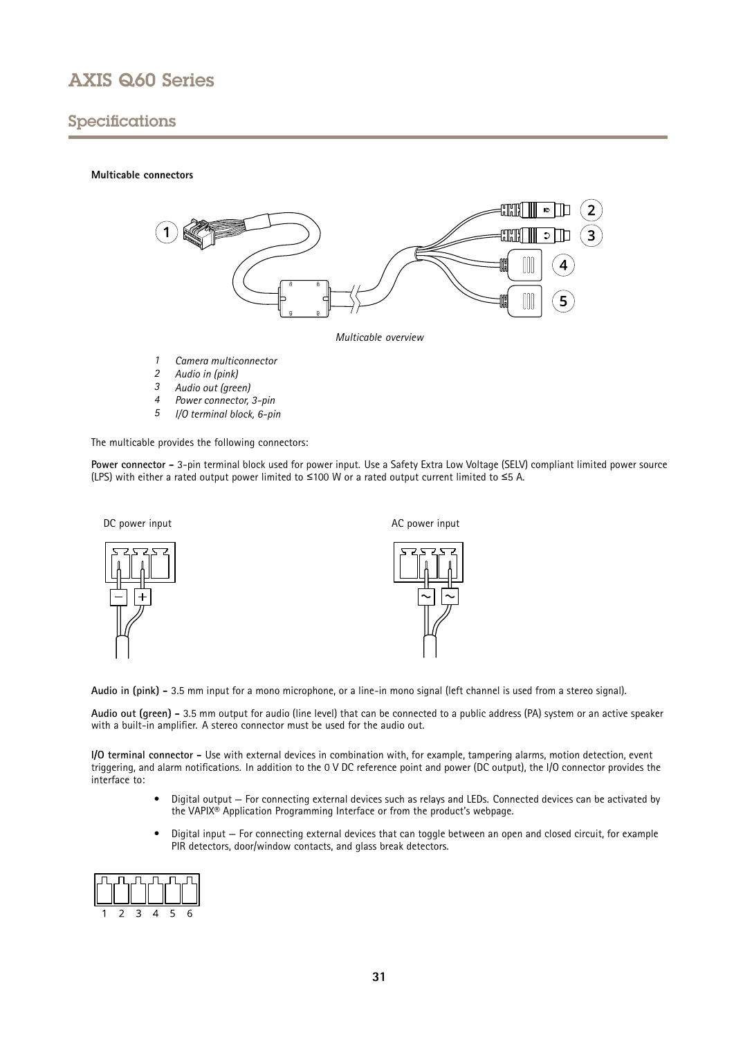## Specifications

**Multicable connectors**

*Multicable overview*

1. *Camera multiconnector*
2. *Audio in (pink)*
3. *Audio out (green)*
4. *Power connector, 3-pin*
5. *I/O terminal block, 6-pin*

The multicable provides the following connectors:

**Power connector –** 3-pin terminal block used for power input. Use a Safety Extra Low Voltage (SELV) compliant limited power source (LPS) with either a rated output power limited to ≤100 W or a rated output current limited to ≤5 A.

DC power input

AC power input

**Audio in (pink) –** 3.5 mm input for a mono microphone, or a line-in mono signal (left channel is used from a stereo signal).

**Audio out (green) –** 3.5 mm output for audio (line level) that can be connected to a public address (PA) system or an active speaker with a built-in amplifier. A stereo connector must be used for the audio out.

**I/O terminal connector –** Use with external devices in combination with, for example, tampering alarms, motion detection, event triggering, and alarm notifications. In addition to the 0 V DC reference point and power (DC output), the I/O connector provides the interface to:

- Digital output — For connecting external devices such as relays and LEDs. Connected devices can be activated by the VAPIX® Application Programming Interface or from the product's webpage.
- Digital input — For connecting external devices that can toggle between an open and closed circuit, for example PIR detectors, door/window contacts, and glass break detectors.

1 2 3 4 5 6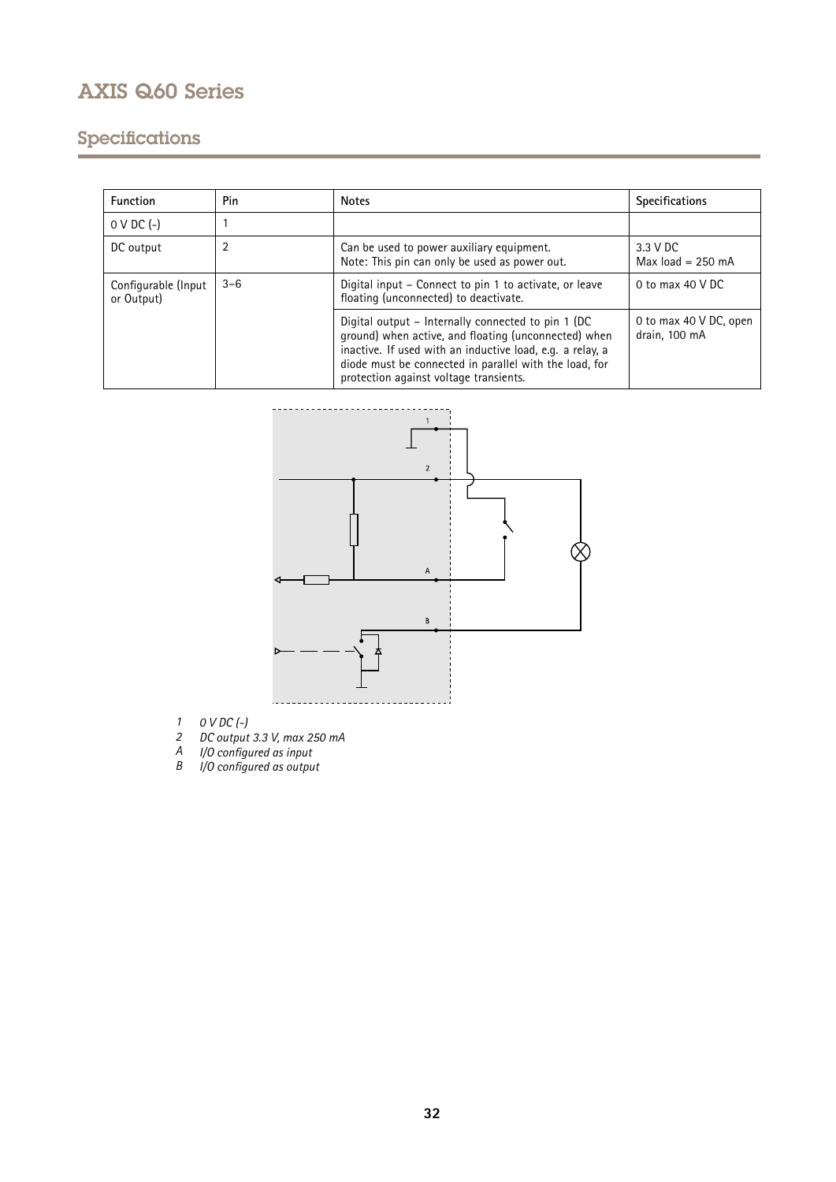## Specifications

| Function | Pin | Notes | Specifications |
|---|---|---|---|
| 0 V DC (-) | 1 | | |
| DC output | 2 | Can be used to power auxiliary equipment.<br>Note: This pin can only be used as power out. | 3.3 V DC<br>Max load = 250 mA |
| Configurable (Input or Output) | 3–6 | Digital input – Connect to pin 1 to activate, or leave floating (unconnected) to deactivate. | 0 to max 40 V DC |
| | | Digital output – Internally connected to pin 1 (DC ground) when active, and floating (unconnected) when inactive. If used with an inductive load, e.g. a relay, a diode must be connected in parallel with the load, for protection against voltage transients. | 0 to max 40 V DC, open drain, 100 mA |

*1 0 V DC (-)*
*2 DC output 3.3 V, max 250 mA*
*A I/O configured as input*
*B I/O configured as output*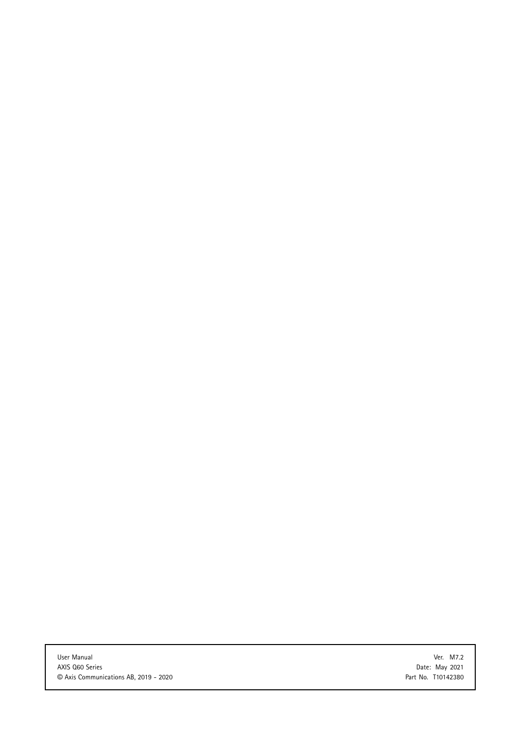User Manual
AXIS Q60 Series
© Axis Communications AB, 2019 - 2020

Ver. M7.2
Date: May 2021
Part No. T10142380